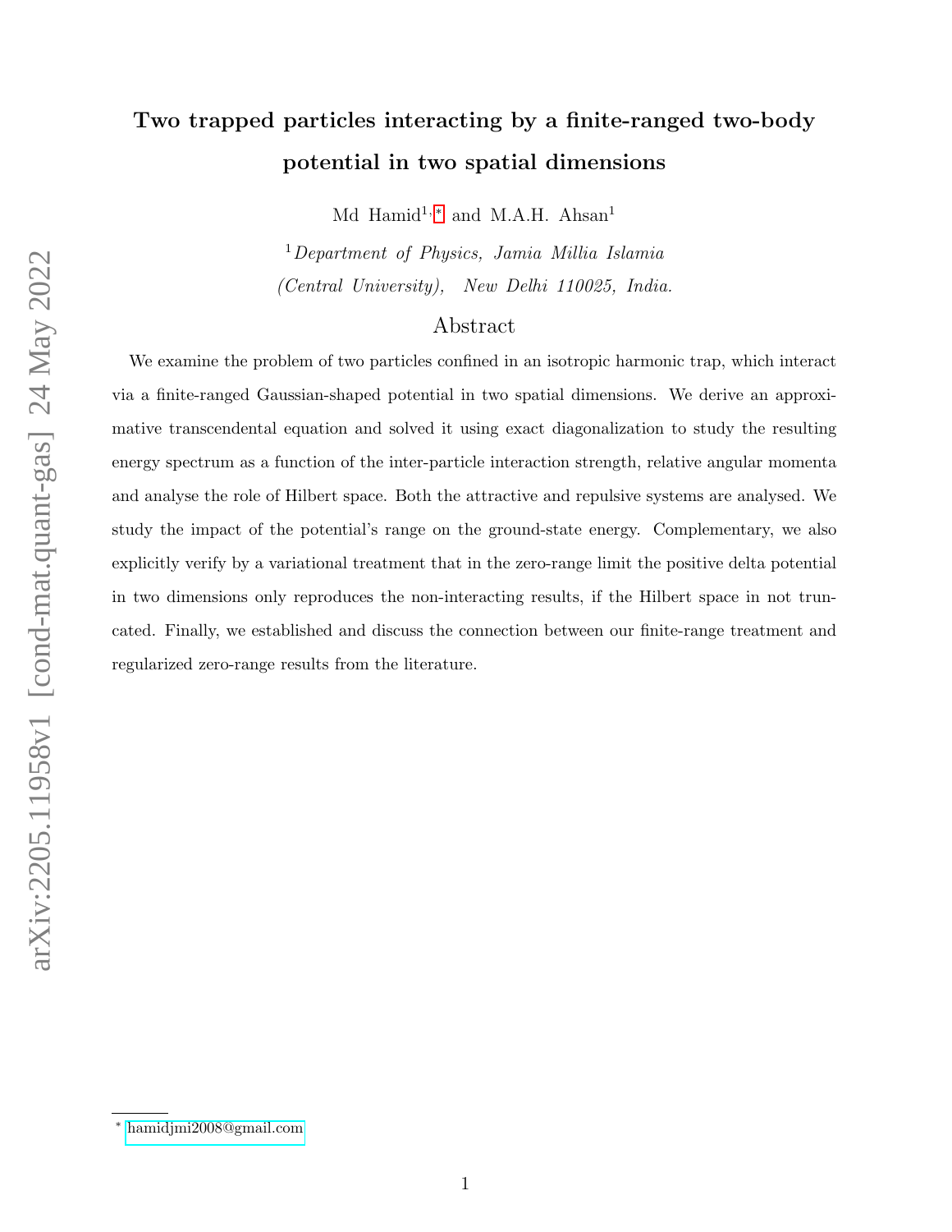# Two trapped particles interacting by a finite-ranged two-body potential in two spatial dimensions

Md Hamid[1,*] and M.A.H. Ahsan[1]

[1] *Department of Physics, Jamia Millia Islamia (Central University), New Delhi 110025, India.*

## Abstract

We examine the problem of two particles confined in an isotropic harmonic trap, which interact via a finite-ranged Gaussian-shaped potential in two spatial dimensions. We derive an approximative transcendental equation and solved it using exact diagonalization to study the resulting energy spectrum as a function of the inter-particle interaction strength, relative angular momenta and analyse the role of Hilbert space. Both the attractive and repulsive systems are analysed. We study the impact of the potential's range on the ground-state energy. Complementary, we also explicitly verify by a variational treatment that in the zero-range limit the positive delta potential in two dimensions only reproduces the non-interacting results, if the Hilbert space in not truncated. Finally, we established and discuss the connection between our finite-range treatment and regularized zero-range results from the literature.

---

[*] hamidjmi2008@gmail.com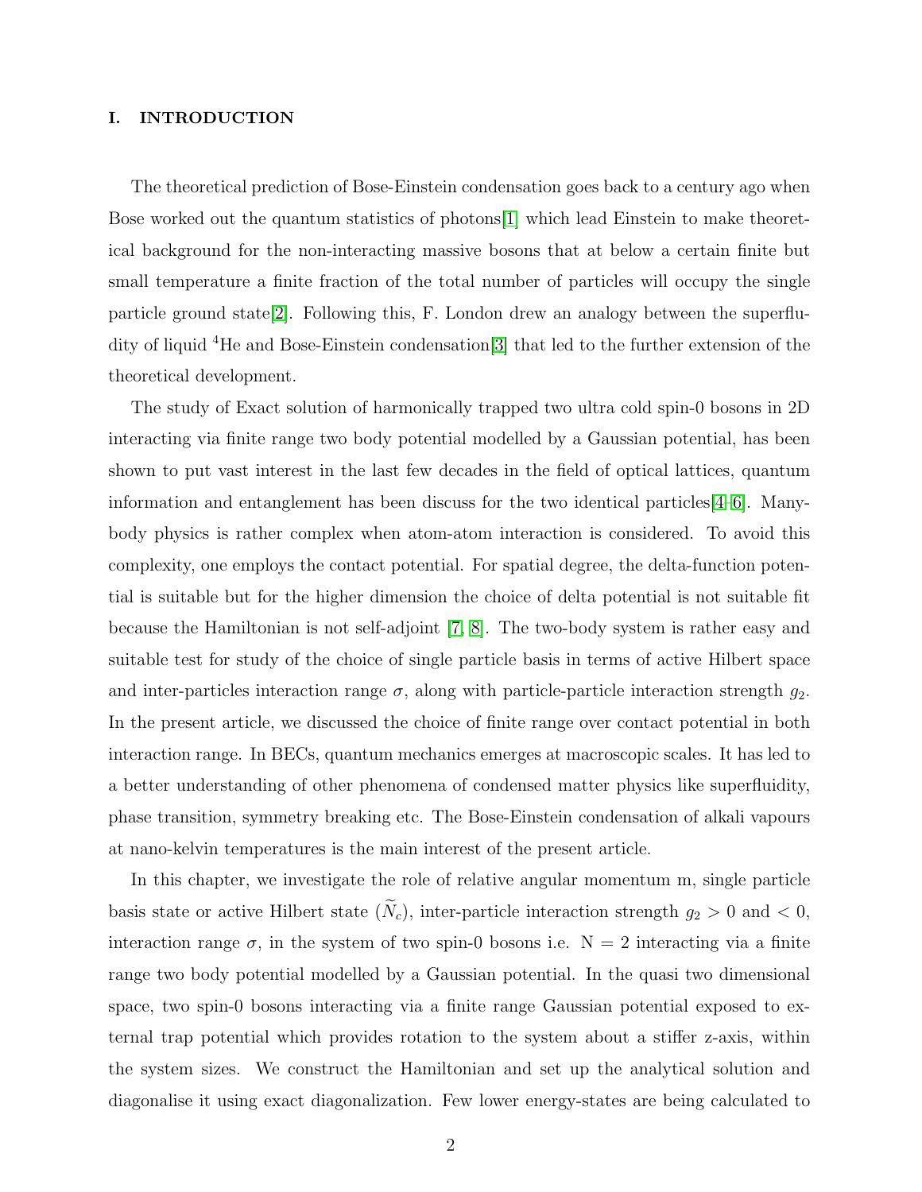## I. INTRODUCTION

The theoretical prediction of Bose-Einstein condensation goes back to a century ago when Bose worked out the quantum statistics of photons[1] which lead Einstein to make theoretical background for the non-interacting massive bosons that at below a certain finite but small temperature a finite fraction of the total number of particles will occupy the single particle ground state[2]. Following this, F. London drew an analogy between the superfluidity of liquid $^4$He and Bose-Einstein condensation[3] that led to the further extension of the theoretical development.

The study of Exact solution of harmonically trapped two ultra cold spin-0 bosons in 2D interacting via finite range two body potential modelled by a Gaussian potential, has been shown to put vast interest in the last few decades in the field of optical lattices, quantum information and entanglement has been discuss for the two identical particles[4–6]. Many-body physics is rather complex when atom-atom interaction is considered. To avoid this complexity, one employs the contact potential. For spatial degree, the delta-function potential is suitable but for the higher dimension the choice of delta potential is not suitable fit because the Hamiltonian is not self-adjoint [7, 8]. The two-body system is rather easy and suitable test for study of the choice of single particle basis in terms of active Hilbert space and inter-particles interaction range $\sigma$, along with particle-particle interaction strength $g_2$. In the present article, we discussed the choice of finite range over contact potential in both interaction range. In BECs, quantum mechanics emerges at macroscopic scales. It has led to a better understanding of other phenomena of condensed matter physics like superfluidity, phase transition, symmetry breaking etc. The Bose-Einstein condensation of alkali vapours at nano-kelvin temperatures is the main interest of the present article.

In this chapter, we investigate the role of relative angular momentum m, single particle basis state or active Hilbert state ($\widetilde{N}_c$), inter-particle interaction strength $g_2 > 0$ and $< 0$, interaction range $\sigma$, in the system of two spin-0 bosons i.e. N = 2 interacting via a finite range two body potential modelled by a Gaussian potential. In the quasi two dimensional space, two spin-0 bosons interacting via a finite range Gaussian potential exposed to external trap potential which provides rotation to the system about a stiffer z-axis, within the system sizes. We construct the Hamiltonian and set up the analytical solution and diagonalise it using exact diagonalization. Few lower energy-states are being calculated to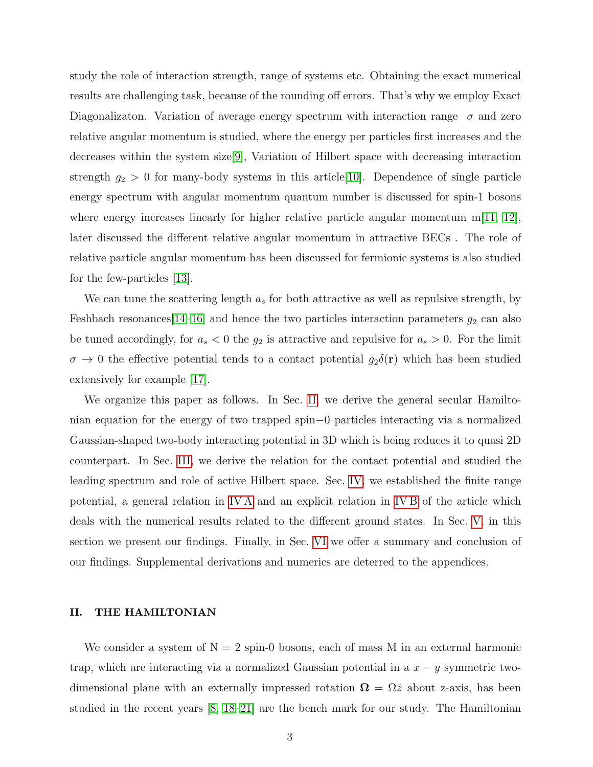study the role of interaction strength, range of systems etc. Obtaining the exact numerical results are challenging task, because of the rounding off errors. That's why we employ Exact Diagonalizaton. Variation of average energy spectrum with interaction range $\sigma$ and zero relative angular momentum is studied, where the energy per particles first increases and the decreases within the system size[9], Variation of Hilbert space with decreasing interaction strength $g_2 > 0$ for many-body systems in this article[10]. Dependence of single particle energy spectrum with angular momentum quantum number is discussed for spin-1 bosons where energy increases linearly for higher relative particle angular momentum m[11, 12], later discussed the different relative angular momentum in attractive BECs . The role of relative particle angular momentum has been discussed for fermionic systems is also studied for the few-particles [13].

We can tune the scattering length $a_s$ for both attractive as well as repulsive strength, by Feshbach resonances[14–16] and hence the two particles interaction parameters $g_2$ can also be tuned accordingly, for $a_s < 0$ the $g_2$ is attractive and repulsive for $a_s > 0$. For the limit $\sigma \to 0$ the effective potential tends to a contact potential $g_2\delta(\mathbf{r})$ which has been studied extensively for example [17].

We organize this paper as follows. In Sec. II, we derive the general secular Hamiltonian equation for the energy of two trapped spin−0 particles interacting via a normalized Gaussian-shaped two-body interacting potential in 3D which is being reduces it to quasi 2D counterpart. In Sec. III, we derive the relation for the contact potential and studied the leading spectrum and role of active Hilbert space. Sec. IV, we established the finite range potential, a general relation in IV A and an explicit relation in IV B of the article which deals with the numerical results related to the different ground states. In Sec. V, in this section we present our findings. Finally, in Sec. VI we offer a summary and conclusion of our findings. Supplemental derivations and numerics are deterred to the appendices.

## II. THE HAMILTONIAN

We consider a system of N = 2 spin-0 bosons, each of mass M in an external harmonic trap, which are interacting via a normalized Gaussian potential in a $x-y$ symmetric two-dimensional plane with an externally impressed rotation $\mathbf{\Omega} = \Omega\hat{z}$ about z-axis, has been studied in the recent years [8, 18–21] are the bench mark for our study. The Hamiltonian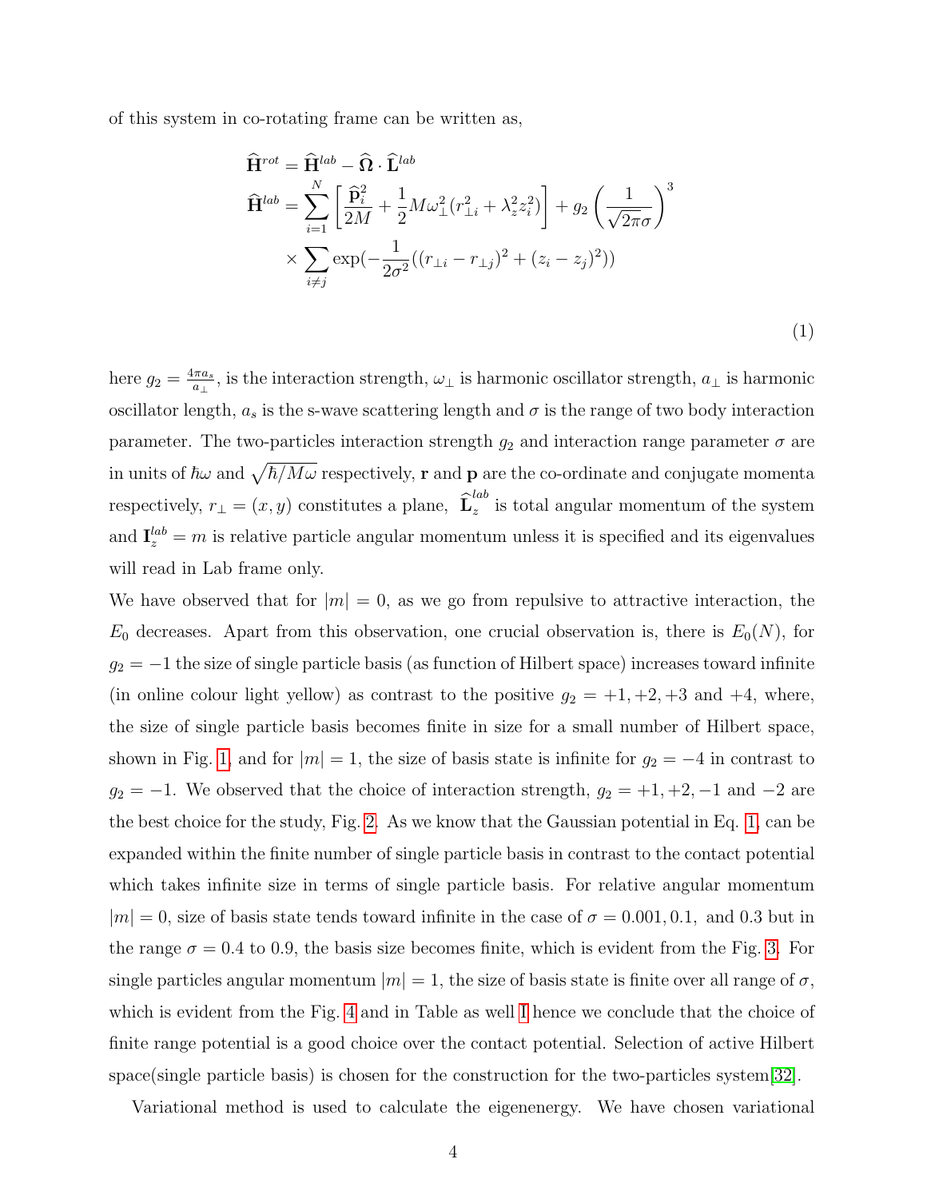of this system in co-rotating frame can be written as,

$$
\begin{aligned}
\widehat{\mathbf{H}}^{rot} &= \widehat{\mathbf{H}}^{lab} - \widehat{\mathbf{\Omega}} \cdot \widehat{\mathbf{L}}^{lab} \\
\widehat{\mathbf{H}}^{lab} &= \sum_{i=1}^{N} \left[ \frac{\widehat{\mathbf{p}}_i^2}{2M} + \frac{1}{2} M \omega_\perp^2 (r_{\perp i}^2 + \lambda_z^2 z_i^2) \right] + g_2 \left( \frac{1}{\sqrt{2\pi}\sigma} \right)^3 \\
&\times \sum_{i \neq j} \exp(-\frac{1}{2\sigma^2}((r_{\perp i} - r_{\perp j})^2 + (z_i - z_j)^2))
\end{aligned}
\tag{1}
$$

here $g_2 = \frac{4\pi a_s}{a_\perp}$, is the interaction strength, $\omega_\perp$ is harmonic oscillator strength, $a_\perp$ is harmonic oscillator length, $a_s$ is the s-wave scattering length and $\sigma$ is the range of two body interaction parameter. The two-particles interaction strength $g_2$ and interaction range parameter $\sigma$ are in units of $\hbar\omega$ and $\sqrt{\hbar/M\omega}$ respectively, $\mathbf{r}$ and $\mathbf{p}$ are the co-ordinate and conjugate momenta respectively, $r_\perp = (x, y)$ constitutes a plane, $\widehat{\mathbf{L}}_z^{lab}$ is total angular momentum of the system and $\mathbf{l}_z^{lab} = m$ is relative particle angular momentum unless it is specified and its eigenvalues will read in Lab frame only.

We have observed that for $|m| = 0$, as we go from repulsive to attractive interaction, the $E_0$ decreases. Apart from this observation, one crucial observation is, there is $E_0(N)$, for $g_2 = -1$ the size of single particle basis (as function of Hilbert space) increases toward infinite (in online colour light yellow) as contrast to the positive $g_2 = +1, +2, +3$ and $+4$, where, the size of single particle basis becomes finite in size for a small number of Hilbert space, shown in Fig. 1, and for $|m| = 1$, the size of basis state is infinite for $g_2 = -4$ in contrast to $g_2 = -1$. We observed that the choice of interaction strength, $g_2 = +1, +2, -1$ and $-2$ are the best choice for the study, Fig. 2. As we know that the Gaussian potential in Eq. 1, can be expanded within the finite number of single particle basis in contrast to the contact potential which takes infinite size in terms of single particle basis. For relative angular momentum $|m| = 0$, size of basis state tends toward infinite in the case of $\sigma = 0.001, 0.1,$ and $0.3$ but in the range $\sigma = 0.4$ to $0.9$, the basis size becomes finite, which is evident from the Fig. 3. For single particles angular momentum $|m| = 1$, the size of basis state is finite over all range of $\sigma$, which is evident from the Fig. 4 and in Table as well I hence we conclude that the choice of finite range potential is a good choice over the contact potential. Selection of active Hilbert space(single particle basis) is chosen for the construction for the two-particles system[32].

Variational method is used to calculate the eigenenergy. We have chosen variational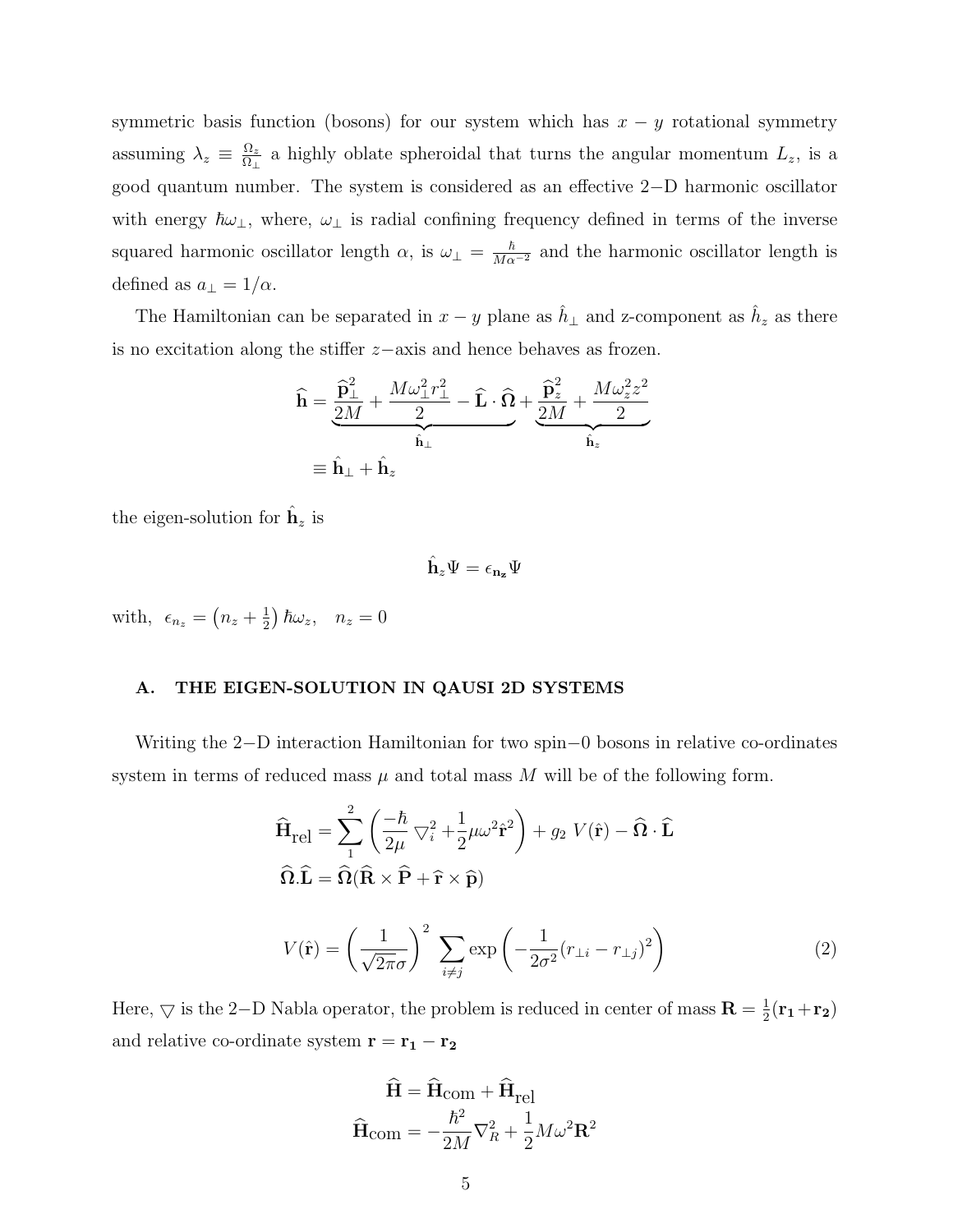symmetric basis function (bosons) for our system which has $x-y$ rotational symmetry assuming $\lambda_z \equiv \frac{\Omega_z}{\Omega_\perp}$ a highly oblate spheroidal that turns the angular momentum $L_z$, is a good quantum number. The system is considered as an effective 2−D harmonic oscillator with energy $\hbar\omega_\perp$, where, $\omega_\perp$ is radial confining frequency defined in terms of the inverse squared harmonic oscillator length $\alpha$, is $\omega_\perp = \frac{\hbar}{M\alpha^{-2}}$ and the harmonic oscillator length is defined as $a_\perp = 1/\alpha$.

The Hamiltonian can be separated in $x-y$ plane as $\hat{h}_\perp$ and z-component as $\hat{h}_z$ as there is no excitation along the stiffer $z-$axis and hence behaves as frozen.

$$
\begin{aligned}
\widehat{\mathbf{h}} &= \underbrace{\frac{\widehat{\mathbf{p}}_\perp^2}{2M} + \frac{M\omega_\perp^2 r_\perp^2}{2} - \widehat{\mathbf{L}}\cdot\widehat{\boldsymbol{\Omega}}}_{\hat{\mathbf{h}}_\perp} + \underbrace{\frac{\widehat{\mathbf{p}}_z^2}{2M} + \frac{M\omega_z^2 z^2}{2}}_{\hat{\mathbf{h}}_z} \\
&\equiv \hat{\mathbf{h}}_\perp + \hat{\mathbf{h}}_z
\end{aligned}
$$

the eigen-solution for $\hat{\mathbf{h}}_z$ is

$$
\hat{\mathbf{h}}_z \Psi = \epsilon_{\mathbf{n_z}} \Psi
$$

with, $\epsilon_{n_z} = \left(n_z + \frac{1}{2}\right)\hbar\omega_z, \quad n_z = 0$

### A. THE EIGEN-SOLUTION IN QAUSI 2D SYSTEMS

Writing the 2−D interaction Hamiltonian for two spin−0 bosons in relative co-ordinates system in terms of reduced mass $\mu$ and total mass $M$ will be of the following form.

$$
\begin{aligned}
\widehat{\mathbf{H}}_{\text{rel}} &= \sum_1^2 \left(\frac{-\hbar}{2\mu}\bigtriangledown_i^2 + \frac{1}{2}\mu\omega^2\hat{\mathbf{r}}^2\right) + g_2\, V(\hat{\mathbf{r}}) - \widehat{\boldsymbol{\Omega}}\cdot\widehat{\mathbf{L}} \\
\widehat{\boldsymbol{\Omega}}.\widehat{\mathbf{L}} &= \widehat{\boldsymbol{\Omega}}(\widehat{\mathbf{R}}\times\widehat{\mathbf{P}} + \widehat{\mathbf{r}}\times\widehat{\mathbf{p}})
\end{aligned}
$$

$$
V(\hat{\mathbf{r}}) = \left(\frac{1}{\sqrt{2\pi}\sigma}\right)^2 \sum_{i\neq j} \exp\left(-\frac{1}{2\sigma^2}(r_{\perp i} - r_{\perp j})^2\right) \tag{2}
$$

Here, $\bigtriangledown$ is the 2−D Nabla operator, the problem is reduced in center of mass $\mathbf{R} = \frac{1}{2}(\mathbf{r_1}+\mathbf{r_2})$ and relative co-ordinate system $\mathbf{r} = \mathbf{r_1} - \mathbf{r_2}$

$$
\begin{aligned}
\widehat{\mathbf{H}} &= \widehat{\mathbf{H}}_{\text{com}} + \widehat{\mathbf{H}}_{\text{rel}} \\
\widehat{\mathbf{H}}_{\text{com}} &= -\frac{\hbar^2}{2M}\nabla_R^2 + \frac{1}{2}M\omega^2\mathbf{R}^2
\end{aligned}
$$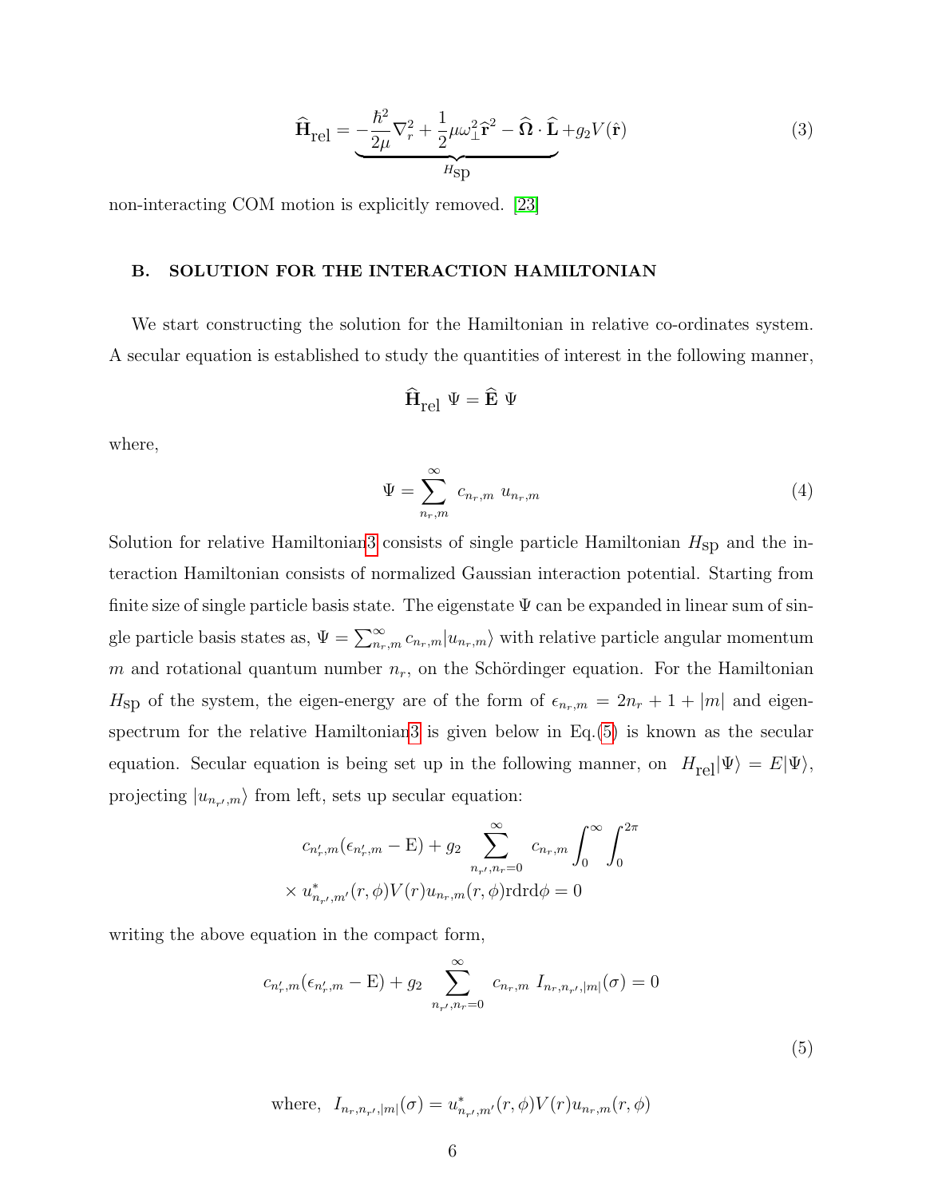$$\widehat{\mathbf{H}}_{\text{rel}} = \underbrace{-\frac{\hbar^2}{2\mu}\nabla_r^2 + \frac{1}{2}\mu\omega_\perp^2\hat{\mathbf{r}}^2 - \widehat{\boldsymbol{\Omega}}\cdot\widehat{\mathbf{L}}}_{H_{\text{sp}}} + g_2 V(\hat{\mathbf{r}}) \tag{3}$$

non-interacting COM motion is explicitly removed. [23]

## B. SOLUTION FOR THE INTERACTION HAMILTONIAN

We start constructing the solution for the Hamiltonian in relative co-ordinates system. A secular equation is established to study the quantities of interest in the following manner,

$$\widehat{\mathbf{H}}_{\text{rel}}\ \Psi = \widehat{\mathbf{E}}\ \Psi$$

where,

$$\Psi = \sum_{n_r,m}^{\infty} c_{n_r,m}\ u_{n_r,m} \tag{4}$$

Solution for relative Hamiltonian3 consists of single particle Hamiltonian $H_{\text{sp}}$ and the interaction Hamiltonian consists of normalized Gaussian interaction potential. Starting from finite size of single particle basis state. The eigenstate $\Psi$ can be expanded in linear sum of single particle basis states as, $\Psi = \sum_{n_r,m}^{\infty} c_{n_r,m}|u_{n_r,m}\rangle$ with relative particle angular momentum $m$ and rotational quantum number $n_r$, on the Schördinger equation. For the Hamiltonian $H_{\text{sp}}$ of the system, the eigen-energy are of the form of $\epsilon_{n_r,m} = 2n_r + 1 + |m|$ and eigen-spectrum for the relative Hamiltonian3 is given below in Eq.(5) is known as the secular equation. Secular equation is being set up in the following manner, on $H_{\text{rel}}|\Psi\rangle = E|\Psi\rangle$, projecting $|u_{n_{r'},m}\rangle$ from left, sets up secular equation:

$$c_{n_r',m}(\epsilon_{n_r',m} - \text{E}) + g_2 \sum_{n_{r'},n_r=0}^{\infty} c_{n_r,m} \int_0^{\infty}\int_0^{2\pi} \times u^*_{n_{r'},m'}(r,\phi)V(r)u_{n_r,m}(r,\phi)\text{rdrd}\phi = 0$$

writing the above equation in the compact form,

$$c_{n_r',m}(\epsilon_{n_r',m} - \text{E}) + g_2 \sum_{n_{r'},n_r=0}^{\infty} c_{n_r,m}\ I_{n_r,n_{r'},|m|}(\sigma) = 0 \tag{5}$$

$$\text{where,}\ \ I_{n_r,n_{r'},|m|}(\sigma) = u^*_{n_{r'},m'}(r,\phi)V(r)u_{n_r,m}(r,\phi)$$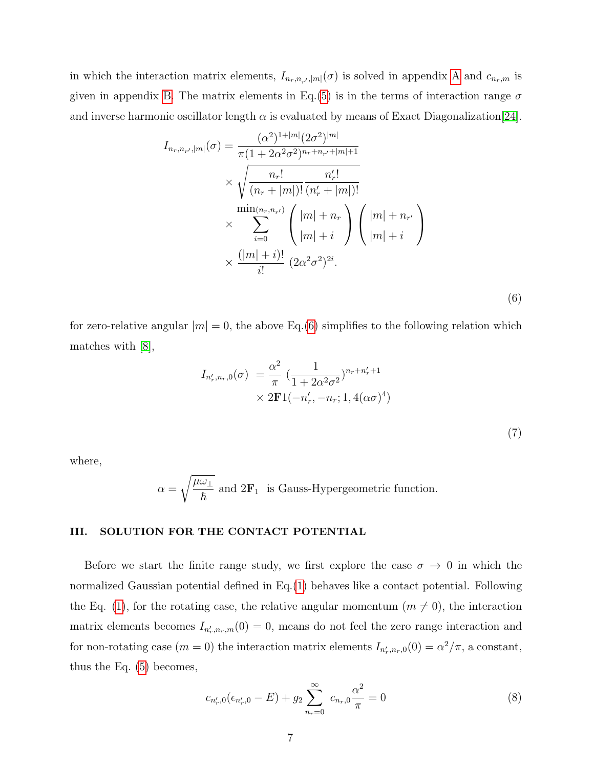in which the interaction matrix elements, $I_{n_r,n_{r'},|m|}(\sigma)$ is solved in appendix A and $c_{n_r,m}$ is given in appendix B. The matrix elements in Eq.(5) is in the terms of interaction range $\sigma$ and inverse harmonic oscillator length $\alpha$ is evaluated by means of Exact Diagonalization[24].

$$
\begin{aligned}
I_{n_r,n_{r'},|m|}(\sigma) &= \frac{(\alpha^2)^{1+|m|}(2\sigma^2)^{|m|}}{\pi(1+2\alpha^2\sigma^2)^{n_r+n_{r'}+|m|+1}} \\
&\times \sqrt{\frac{n_r!}{(n_r+|m|)!}\frac{n_r'!}{(n_r'+|m|)!}} \\
&\times \sum_{i=0}^{\min(n_r,n_{r'})} \begin{pmatrix} |m|+n_r \\ |m|+i \end{pmatrix} \begin{pmatrix} |m|+n_{r'} \\ |m|+i \end{pmatrix} \\
&\times \frac{(|m|+i)!}{i!}\ (2\alpha^2\sigma^2)^{2i}.
\end{aligned}
\tag{6}
$$

for zero-relative angular $|m| = 0$, the above Eq.(6) simplifies to the following relation which matches with [8],

$$
\begin{aligned}
I_{n_r',n_r,0}(\sigma) &= \frac{\alpha^2}{\pi}\ (\frac{1}{1+2\alpha^2\sigma^2})^{n_r+n_r'+1} \\
&\times 2\mathbf{F}1(-n_r', -n_r; 1, 4(\alpha\sigma)^4)
\end{aligned}
\tag{7}
$$

where,

$$\alpha = \sqrt{\frac{\mu\omega_\perp}{\hbar}} \text{ and } 2\mathbf{F}_1 \text{ is Gauss-Hypergeometric function.}$$

### III. SOLUTION FOR THE CONTACT POTENTIAL

Before we start the finite range study, we first explore the case $\sigma \to 0$ in which the normalized Gaussian potential defined in Eq.(1) behaves like a contact potential. Following the Eq. (1), for the rotating case, the relative angular momentum ($m \neq 0$), the interaction matrix elements becomes $I_{n_r',n_r,m}(0) = 0$, means do not feel the zero range interaction and for non-rotating case ($m = 0$) the interaction matrix elements $I_{n_r',n_r,0}(0) = \alpha^2/\pi$, a constant, thus the Eq. (5) becomes,

$$c_{n_r',0}(\epsilon_{n_r',0} - E) + g_2 \sum_{n_r=0}^{\infty} c_{n_r,0}\frac{\alpha^2}{\pi} = 0 \tag{8}$$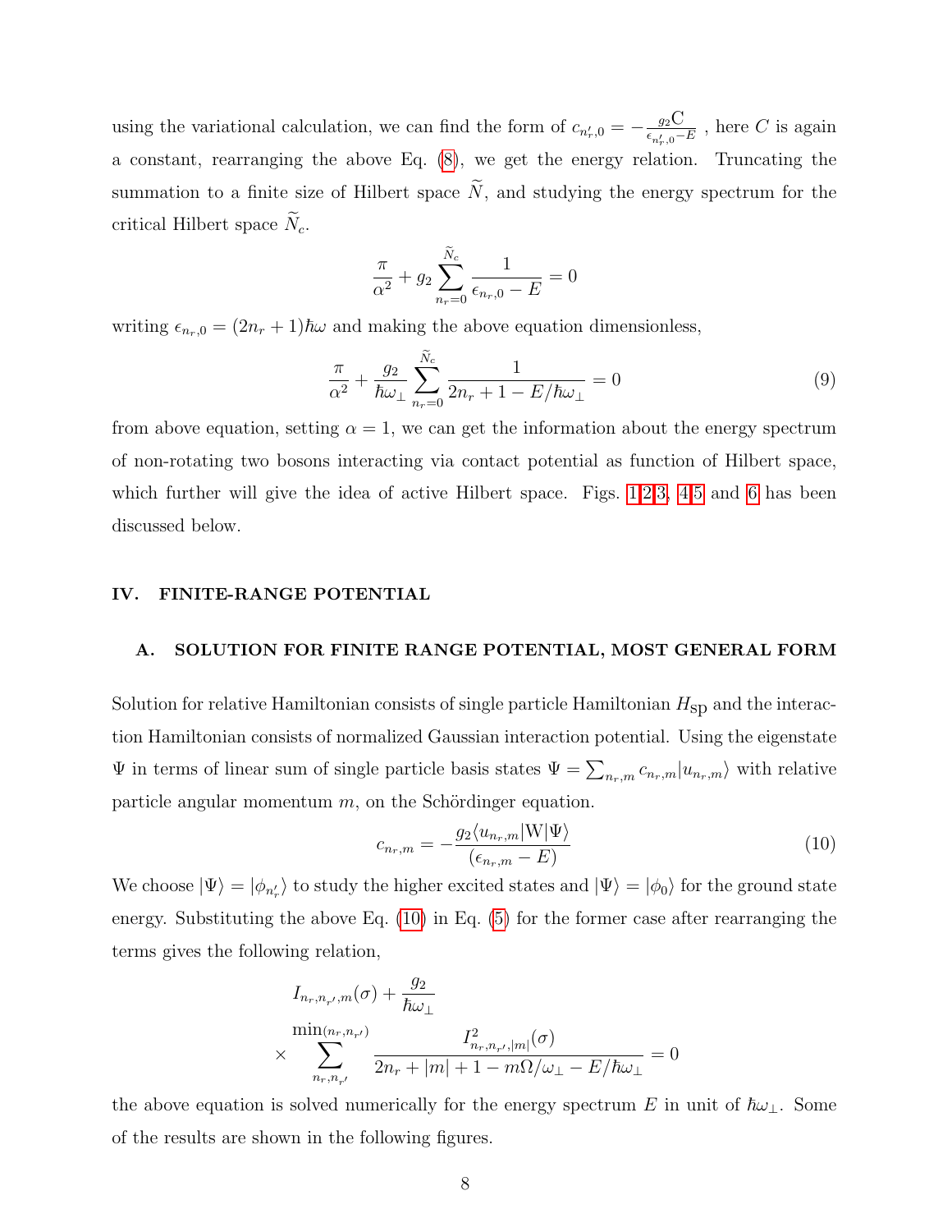using the variational calculation, we can find the form of $c_{n'_r,0} = -\frac{g_2 \mathrm{C}}{\epsilon_{n'_r,0} - E}$ , here $C$ is again a constant, rearranging the above Eq. (8), we get the energy relation. Truncating the summation to a finite size of Hilbert space $\widetilde{N}$, and studying the energy spectrum for the critical Hilbert space $\widetilde{N}_c$.

$$\frac{\pi}{\alpha^2} + g_2 \sum_{n_r=0}^{\widetilde{N}_c} \frac{1}{\epsilon_{n_r,0} - E} = 0$$

writing $\epsilon_{n_r,0} = (2n_r + 1)\hbar\omega$ and making the above equation dimensionless,

$$\frac{\pi}{\alpha^2} + \frac{g_2}{\hbar\omega_\perp} \sum_{n_r=0}^{\widetilde{N}_c} \frac{1}{2n_r + 1 - E/\hbar\omega_\perp} = 0 \tag{9}$$

from above equation, setting $\alpha = 1$, we can get the information about the energy spectrum of non-rotating two bosons interacting via contact potential as function of Hilbert space, which further will give the idea of active Hilbert space. Figs. 1,2,3, 4,5 and 6 has been discussed below.

## IV. FINITE-RANGE POTENTIAL

### A. SOLUTION FOR FINITE RANGE POTENTIAL, MOST GENERAL FORM

Solution for relative Hamiltonian consists of single particle Hamiltonian $H_{\rm sp}$ and the interaction Hamiltonian consists of normalized Gaussian interaction potential. Using the eigenstate $\Psi$ in terms of linear sum of single particle basis states $\Psi = \sum_{n_r,m} c_{n_r,m} |u_{n_r,m}\rangle$ with relative particle angular momentum $m$, on the Schördinger equation.

$$c_{n_r,m} = -\frac{g_2 \langle u_{n_r,m} | \mathrm{W} | \Psi \rangle}{(\epsilon_{n_r,m} - E)} \tag{10}$$

We choose $|\Psi\rangle = |\phi_{n'_r}\rangle$ to study the higher excited states and $|\Psi\rangle = |\phi_0\rangle$ for the ground state energy. Substituting the above Eq. (10) in Eq. (5) for the former case after rearranging the terms gives the following relation,

$$I_{n_r,n_{r'},m}(\sigma) + \frac{g_2}{\hbar\omega_\perp} \times \sum_{n_r,n_{r'}}^{\min(n_r,n_{r'})} \frac{I^2_{n_r,n_{r'},|m|}(\sigma)}{2n_r + |m| + 1 - m\Omega/\omega_\perp - E/\hbar\omega_\perp} = 0$$

the above equation is solved numerically for the energy spectrum $E$ in unit of $\hbar\omega_\perp$. Some of the results are shown in the following figures.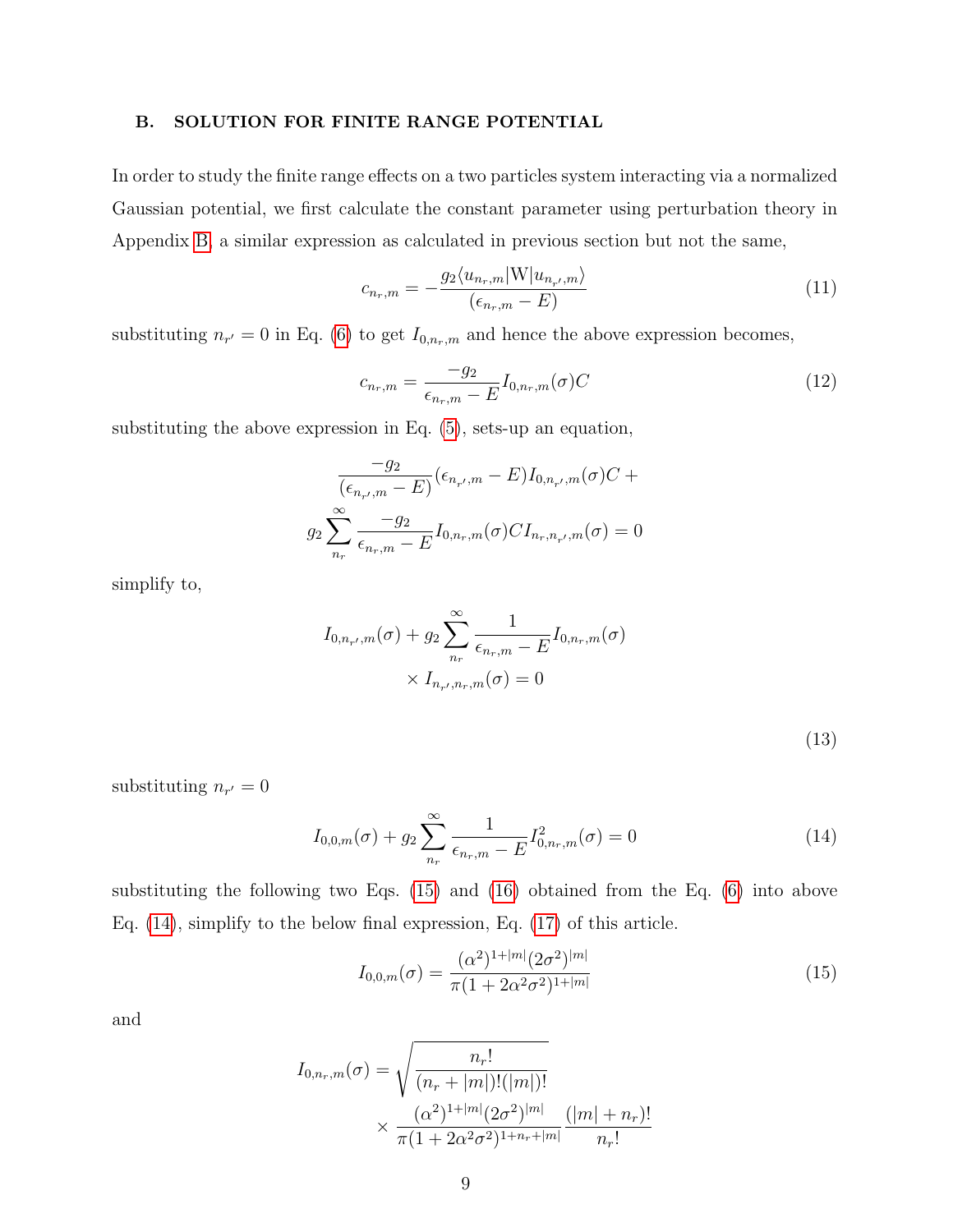## B. SOLUTION FOR FINITE RANGE POTENTIAL

In order to study the finite range effects on a two particles system interacting via a normalized Gaussian potential, we first calculate the constant parameter using perturbation theory in Appendix B, a similar expression as calculated in previous section but not the same,

$$c_{n_r,m} = -\frac{g_2 \langle u_{n_r,m} | \mathrm{W} | u_{n_{r'},m} \rangle}{(\epsilon_{n_r,m} - E)} \tag{11}$$

substituting $n_{r'} = 0$ in Eq. (6) to get $I_{0,n_r,m}$ and hence the above expression becomes,

$$c_{n_r,m} = \frac{-g_2}{\epsilon_{n_r,m} - E} I_{0,n_r,m}(\sigma) C \tag{12}$$

substituting the above expression in Eq. (5), sets-up an equation,

$$\frac{-g_2}{(\epsilon_{n_{r'},m} - E)} (\epsilon_{n_{r'},m} - E) I_{0,n_{r'},m}(\sigma) C +$$

$$g_2 \sum_{n_r}^{\infty} \frac{-g_2}{\epsilon_{n_r,m} - E} I_{0,n_r,m}(\sigma) C I_{n_r,n_{r'},m}(\sigma) = 0$$

simplify to,

$$I_{0,n_{r'},m}(\sigma) + g_2 \sum_{n_r}^{\infty} \frac{1}{\epsilon_{n_r,m} - E} I_{0,n_r,m}(\sigma) \times I_{n_{r'},n_r,m}(\sigma) = 0 \tag{13}$$

substituting $n_{r'} = 0$

$$I_{0,0,m}(\sigma) + g_2 \sum_{n_r}^{\infty} \frac{1}{\epsilon_{n_r,m} - E} I^2_{0,n_r,m}(\sigma) = 0 \tag{14}$$

substituting the following two Eqs. (15) and (16) obtained from the Eq. (6) into above Eq. (14), simplify to the below final expression, Eq. (17) of this article.

$$I_{0,0,m}(\sigma) = \frac{(\alpha^2)^{1+|m|} (2\sigma^2)^{|m|}}{\pi (1 + 2\alpha^2\sigma^2)^{1+|m|}} \tag{15}$$

and

$$I_{0,n_r,m}(\sigma) = \sqrt{\frac{n_r!}{(n_r + |m|)!(|m|)!}} \times \frac{(\alpha^2)^{1+|m|} (2\sigma^2)^{|m|}}{\pi (1 + 2\alpha^2\sigma^2)^{1+n_r+|m|}} \frac{(|m| + n_r)!}{n_r!}$$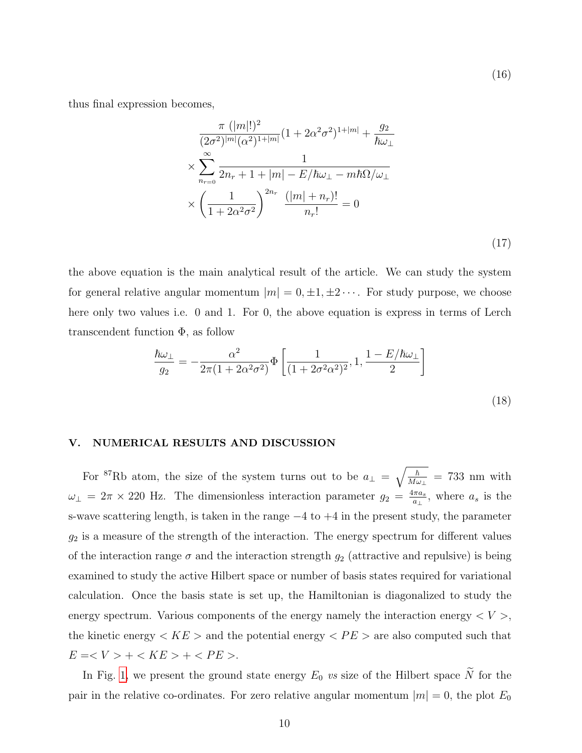(16)

thus final expression becomes,

$$
\frac{\pi\ (|m|!)^2}{(2\sigma^2)^{|m|}(\alpha^2)^{1+|m|}}(1+2\alpha^2\sigma^2)^{1+|m|} + \frac{g_2}{\hbar\omega_\perp}
\times \sum_{n_r=0}^{\infty} \frac{1}{2n_r + 1 + |m| - E/\hbar\omega_\perp - m\hbar\Omega/\omega_\perp}
\times \left(\frac{1}{1+2\alpha^2\sigma^2}\right)^{2n_r} \frac{(|m|+n_r)!}{n_r!} = 0
\tag{17}
$$

the above equation is the main analytical result of the article. We can study the system for general relative angular momentum $|m| = 0, \pm 1, \pm 2 \cdots$. For study purpose, we choose here only two values i.e. 0 and 1. For 0, the above equation is express in terms of Lerch transcendent function $\Phi$, as follow

$$
\frac{\hbar\omega_\perp}{g_2} = -\frac{\alpha^2}{2\pi(1+2\alpha^2\sigma^2)}\Phi\left[\frac{1}{(1+2\sigma^2\alpha^2)^2}, 1, \frac{1-E/\hbar\omega_\perp}{2}\right]
\tag{18}
$$

## V. NUMERICAL RESULTS AND DISCUSSION

For $^{87}$Rb atom, the size of the system turns out to be $a_\perp = \sqrt{\frac{\hbar}{M\omega_\perp}} = 733$ nm with $\omega_\perp = 2\pi \times 220$ Hz. The dimensionless interaction parameter $g_2 = \frac{4\pi a_s}{a_\perp}$, where $a_s$ is the s-wave scattering length, is taken in the range $-4$ to $+4$ in the present study, the parameter $g_2$ is a measure of the strength of the interaction. The energy spectrum for different values of the interaction range $\sigma$ and the interaction strength $g_2$ (attractive and repulsive) is being examined to study the active Hilbert space or number of basis states required for variational calculation. Once the basis state is set up, the Hamiltonian is diagonalized to study the energy spectrum. Various components of the energy namely the interaction energy $< V >$, the kinetic energy $< KE >$ and the potential energy $< PE >$ are also computed such that $E =< V > + < KE > + < PE >$.

In Fig. 1, we present the ground state energy $E_0$ *vs* size of the Hilbert space $\widetilde{N}$ for the pair in the relative co-ordinates. For zero relative angular momentum $|m| = 0$, the plot $E_0$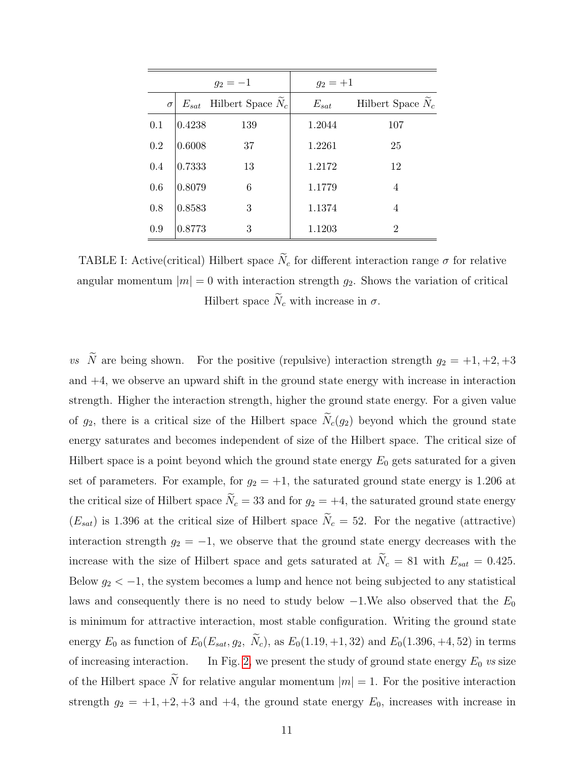| | $g_2 = -1$ | | $g_2 = +1$ | |
|---|---|---|---|---|
| $\sigma$ | $E_{sat}$ | Hilbert Space $\widetilde{N}_c$ | $E_{sat}$ | Hilbert Space $\widetilde{N}_c$ |
| 0.1 | 0.4238 | 139 | 1.2044 | 107 |
| 0.2 | 0.6008 | 37 | 1.2261 | 25 |
| 0.4 | 0.7333 | 13 | 1.2172 | 12 |
| 0.6 | 0.8079 | 6 | 1.1779 | 4 |
| 0.8 | 0.8583 | 3 | 1.1374 | 4 |
| 0.9 | 0.8773 | 3 | 1.1203 | 2 |

TABLE I: Active(critical) Hilbert space $\widetilde{N}_c$ for different interaction range $\sigma$ for relative angular momentum $|m| = 0$ with interaction strength $g_2$. Shows the variation of critical Hilbert space $\widetilde{N}_c$ with increase in $\sigma$.

*vs* $\widetilde{N}$ are being shown. For the positive (repulsive) interaction strength $g_2 = +1, +2, +3$ and $+4$, we observe an upward shift in the ground state energy with increase in interaction strength. Higher the interaction strength, higher the ground state energy. For a given value of $g_2$, there is a critical size of the Hilbert space $\widetilde{N}_c(g_2)$ beyond which the ground state energy saturates and becomes independent of size of the Hilbert space. The critical size of Hilbert space is a point beyond which the ground state energy $E_0$ gets saturated for a given set of parameters. For example, for $g_2 = +1$, the saturated ground state energy is 1.206 at the critical size of Hilbert space $\widetilde{N}_c = 33$ and for $g_2 = +4$, the saturated ground state energy ($E_{sat}$) is 1.396 at the critical size of Hilbert space $\widetilde{N}_c = 52$. For the negative (attractive) interaction strength $g_2 = -1$, we observe that the ground state energy decreases with the increase with the size of Hilbert space and gets saturated at $\widetilde{N}_c = 81$ with $E_{sat} = 0.425$. Below $g_2 < -1$, the system becomes a lump and hence not being subjected to any statistical laws and consequently there is no need to study below $-1$.We also observed that the $E_0$ is minimum for attractive interaction, most stable configuration. Writing the ground state energy $E_0$ as function of $E_0(E_{sat}, g_2, \widetilde{N}_c)$, as $E_0(1.19, +1, 32)$ and $E_0(1.396, +4, 52)$ in terms of increasing interaction. In Fig. 2, we present the study of ground state energy $E_0$ *vs* size of the Hilbert space $\widetilde{N}$ for relative angular momentum $|m| = 1$. For the positive interaction strength $g_2 = +1, +2, +3$ and $+4$, the ground state energy $E_0$, increases with increase in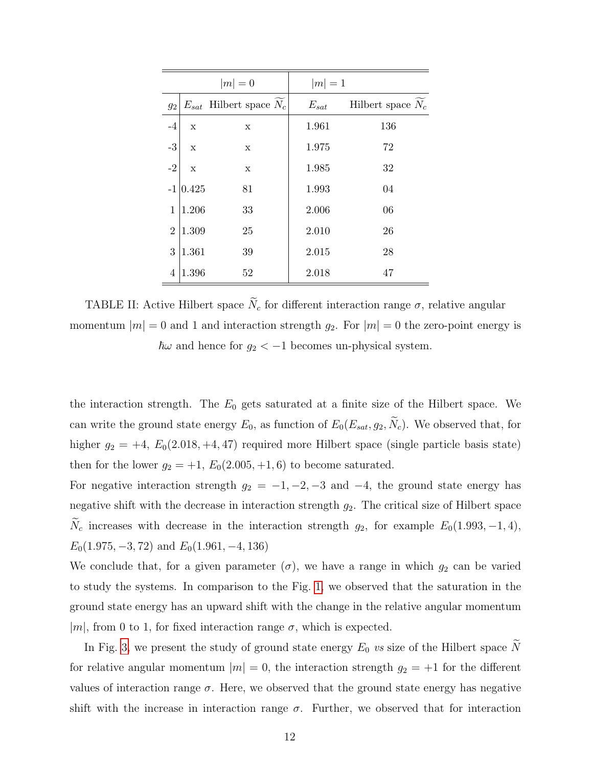| | $\|m\| = 0$ | | $\|m\| = 1$ | |
|---|---|---|---|---|
| $g_2$ | $E_{sat}$ | Hilbert space $\widetilde{N}_c$ | $E_{sat}$ | Hilbert space $\widetilde{N}_c$ |
| -4 | x | x | 1.961 | 136 |
| -3 | x | x | 1.975 | 72 |
| -2 | x | x | 1.985 | 32 |
| -1 | 0.425 | 81 | 1.993 | 04 |
| 1 | 1.206 | 33 | 2.006 | 06 |
| 2 | 1.309 | 25 | 2.010 | 26 |
| 3 | 1.361 | 39 | 2.015 | 28 |
| 4 | 1.396 | 52 | 2.018 | 47 |

TABLE II: Active Hilbert space $\widetilde{N}_c$ for different interaction range $\sigma$, relative angular momentum $|m| = 0$ and 1 and interaction strength $g_2$. For $|m| = 0$ the zero-point energy is $\hbar\omega$ and hence for $g_2 < -1$ becomes un-physical system.

the interaction strength. The $E_0$ gets saturated at a finite size of the Hilbert space. We can write the ground state energy $E_0$, as function of $E_0(E_{sat}, g_2, \widetilde{N}_c)$. We observed that, for higher $g_2 = +4$, $E_0(2.018, +4, 47)$ required more Hilbert space (single particle basis state) then for the lower $g_2 = +1$, $E_0(2.005, +1, 6)$ to become saturated.

For negative interaction strength $g_2 = -1, -2, -3$ and $-4$, the ground state energy has negative shift with the decrease in interaction strength $g_2$. The critical size of Hilbert space $\widetilde{N}_c$ increases with decrease in the interaction strength $g_2$, for example $E_0(1.993, -1, 4)$, $E_0(1.975, -3, 72)$ and $E_0(1.961, -4, 136)$

We conclude that, for a given parameter ($\sigma$), we have a range in which $g_2$ can be varied to study the systems. In comparison to the Fig. 1, we observed that the saturation in the ground state energy has an upward shift with the change in the relative angular momentum $|m|$, from 0 to 1, for fixed interaction range $\sigma$, which is expected.

In Fig. 3, we present the study of ground state energy $E_0$ *vs* size of the Hilbert space $\widetilde{N}$ for relative angular momentum $|m| = 0$, the interaction strength $g_2 = +1$ for the different values of interaction range $\sigma$. Here, we observed that the ground state energy has negative shift with the increase in interaction range $\sigma$. Further, we observed that for interaction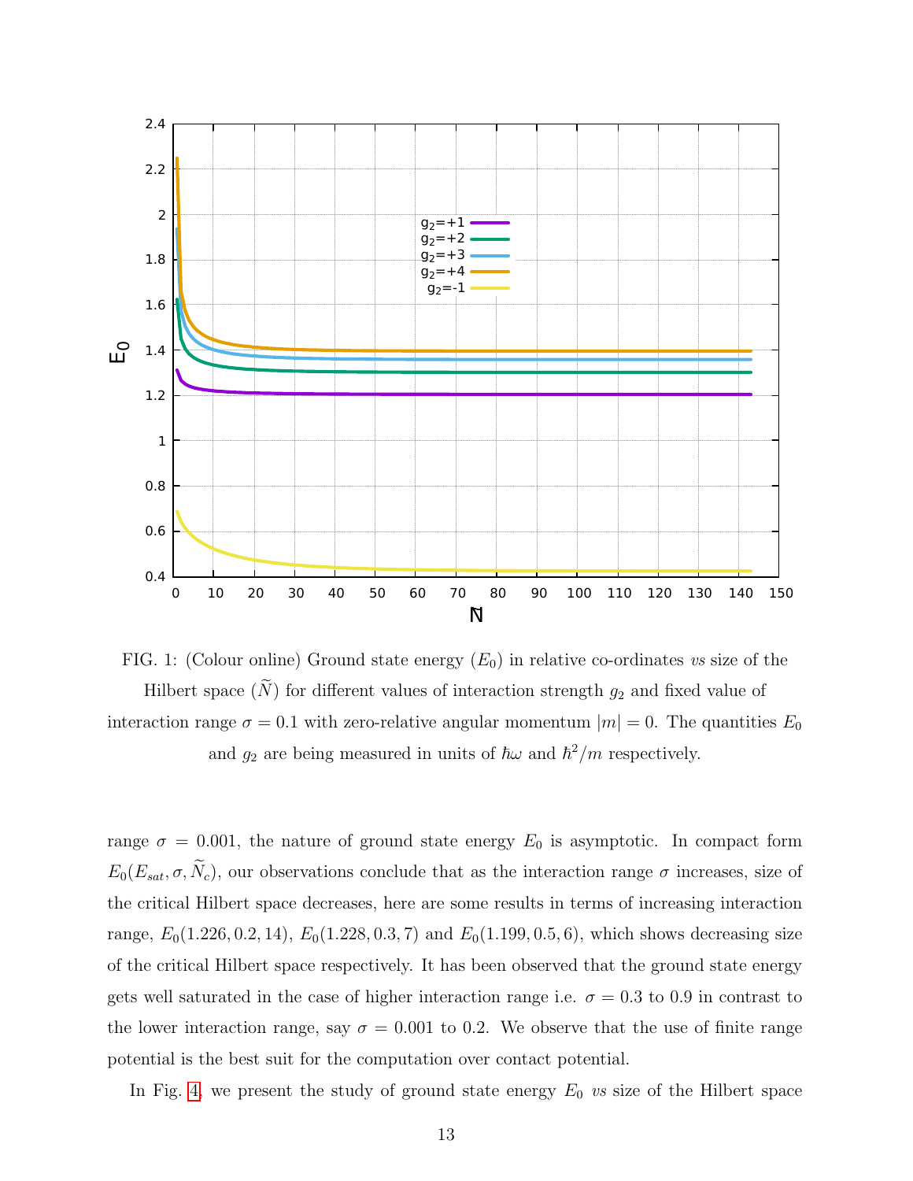FIG. 1: (Colour online) Ground state energy ($E_0$) in relative co-ordinates *vs* size of the Hilbert space ($\widetilde{N}$) for different values of interaction strength $g_2$ and fixed value of interaction range $\sigma = 0.1$ with zero-relative angular momentum $|m| = 0$. The quantities $E_0$ and $g_2$ are being measured in units of $\hbar\omega$ and $\hbar^2/m$ respectively.

range $\sigma = 0.001$, the nature of ground state energy $E_0$ is asymptotic. In compact form $E_0(E_{sat}, \sigma, \widetilde{N}_c)$, our observations conclude that as the interaction range $\sigma$ increases, size of the critical Hilbert space decreases, here are some results in terms of increasing interaction range, $E_0(1.226, 0.2, 14)$, $E_0(1.228, 0.3, 7)$ and $E_0(1.199, 0.5, 6)$, which shows decreasing size of the critical Hilbert space respectively. It has been observed that the ground state energy gets well saturated in the case of higher interaction range i.e. $\sigma = 0.3$ to $0.9$ in contrast to the lower interaction range, say $\sigma = 0.001$ to $0.2$. We observe that the use of finite range potential is the best suit for the computation over contact potential.

In Fig. 4, we present the study of ground state energy $E_0$ *vs* size of the Hilbert space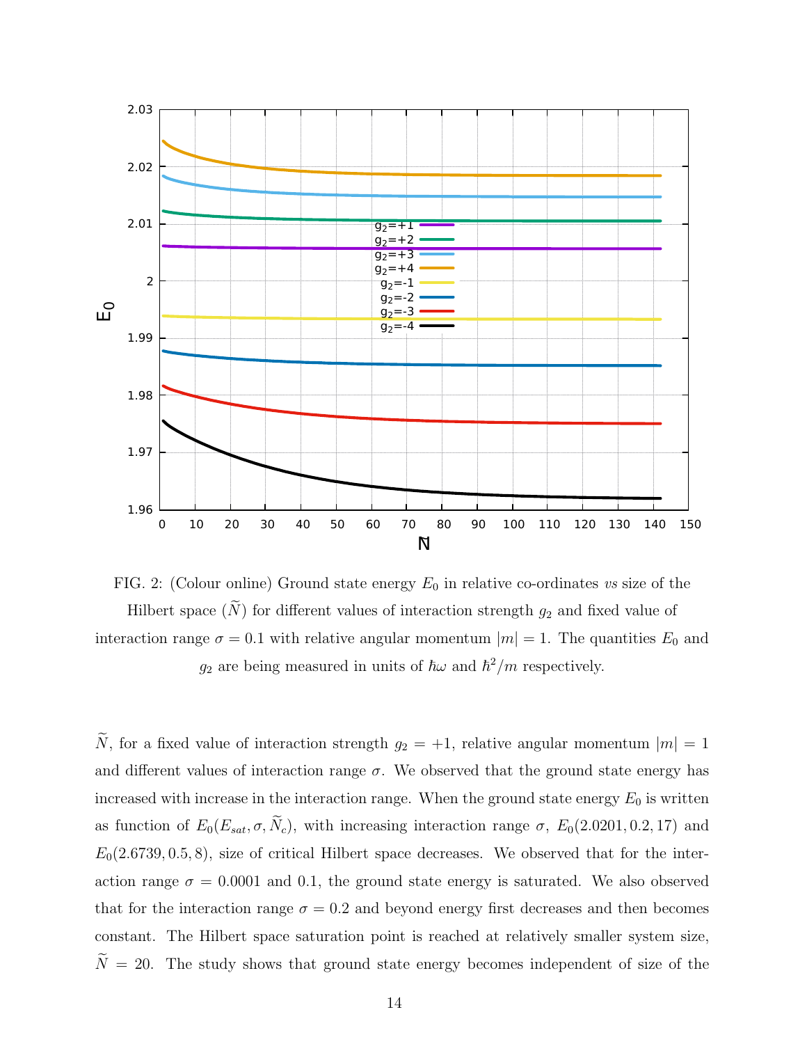FIG. 2: (Colour online) Ground state energy $E_0$ in relative co-ordinates *vs* size of the Hilbert space ($\widetilde{N}$) for different values of interaction strength $g_2$ and fixed value of interaction range $\sigma = 0.1$ with relative angular momentum $|m| = 1$. The quantities $E_0$ and $g_2$ are being measured in units of $\hbar\omega$ and $\hbar^2/m$ respectively.

$\widetilde{N}$, for a fixed value of interaction strength $g_2 = +1$, relative angular momentum $|m| = 1$ and different values of interaction range $\sigma$. We observed that the ground state energy has increased with increase in the interaction range. When the ground state energy $E_0$ is written as function of $E_0(E_{sat}, \sigma, \widetilde{N}_c)$, with increasing interaction range $\sigma$, $E_0(2.0201, 0.2, 17)$ and $E_0(2.6739, 0.5, 8)$, size of critical Hilbert space decreases. We observed that for the interaction range $\sigma = 0.0001$ and $0.1$, the ground state energy is saturated. We also observed that for the interaction range $\sigma = 0.2$ and beyond energy first decreases and then becomes constant. The Hilbert space saturation point is reached at relatively smaller system size, $\widetilde{N} = 20$. The study shows that ground state energy becomes independent of size of the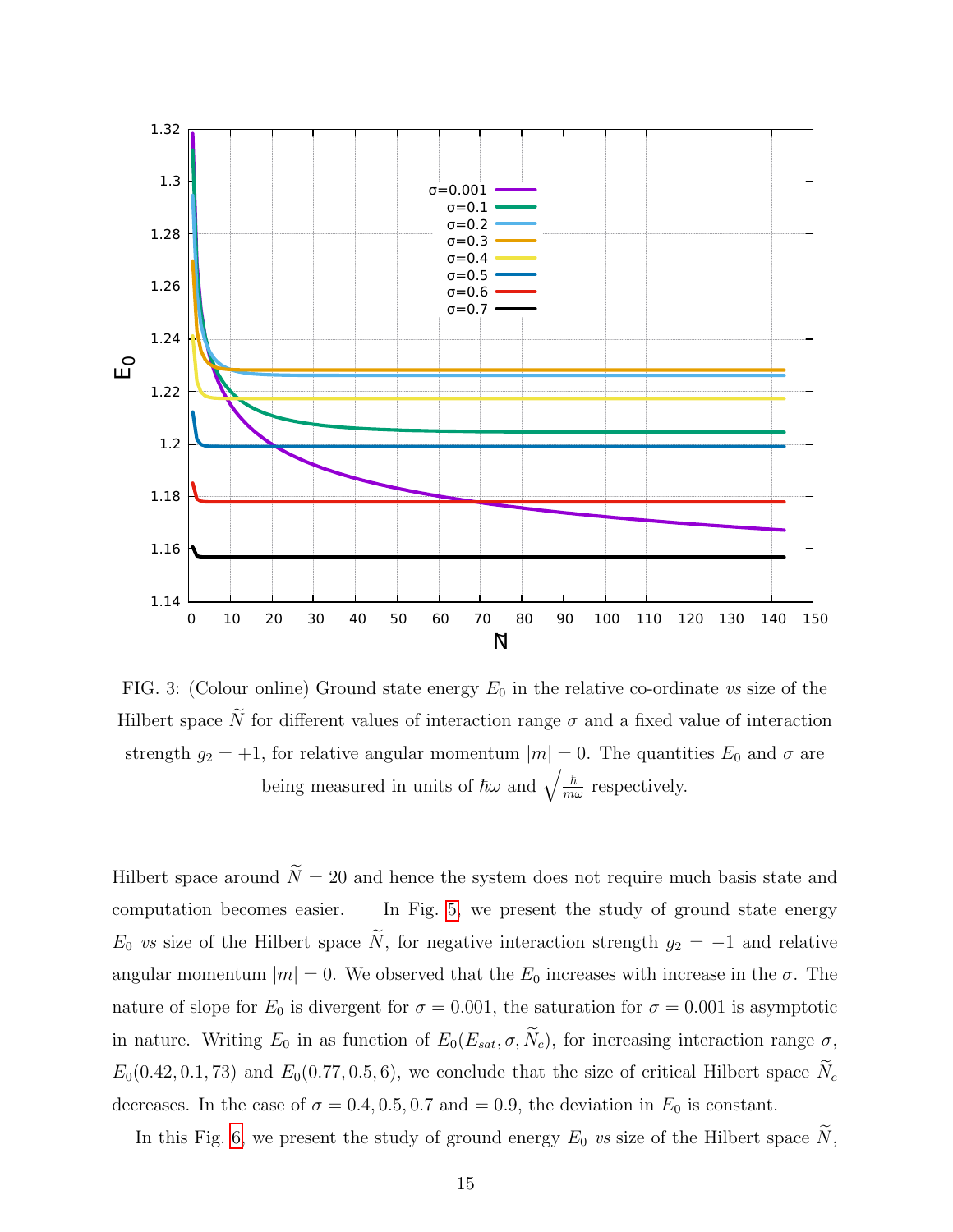FIG. 3: (Colour online) Ground state energy $E_0$ in the relative co-ordinate *vs* size of the Hilbert space $\widetilde{N}$ for different values of interaction range $\sigma$ and a fixed value of interaction strength $g_2 = +1$, for relative angular momentum $|m| = 0$. The quantities $E_0$ and $\sigma$ are being measured in units of $\hbar\omega$ and $\sqrt{\frac{\hbar}{m\omega}}$ respectively.

Hilbert space around $\widetilde{N} = 20$ and hence the system does not require much basis state and computation becomes easier. In Fig. 5, we present the study of ground state energy $E_0$ *vs* size of the Hilbert space $\widetilde{N}$, for negative interaction strength $g_2 = -1$ and relative angular momentum $|m| = 0$. We observed that the $E_0$ increases with increase in the $\sigma$. The nature of slope for $E_0$ is divergent for $\sigma = 0.001$, the saturation for $\sigma = 0.001$ is asymptotic in nature. Writing $E_0$ in as function of $E_0(E_{sat}, \sigma, \widetilde{N}_c)$, for increasing interaction range $\sigma$, $E_0(0.42, 0.1, 73)$ and $E_0(0.77, 0.5, 6)$, we conclude that the size of critical Hilbert space $\widetilde{N}_c$ decreases. In the case of $\sigma = 0.4, 0.5, 0.7$ and $= 0.9$, the deviation in $E_0$ is constant.

In this Fig. 6, we present the study of ground energy $E_0$ *vs* size of the Hilbert space $\widetilde{N}$,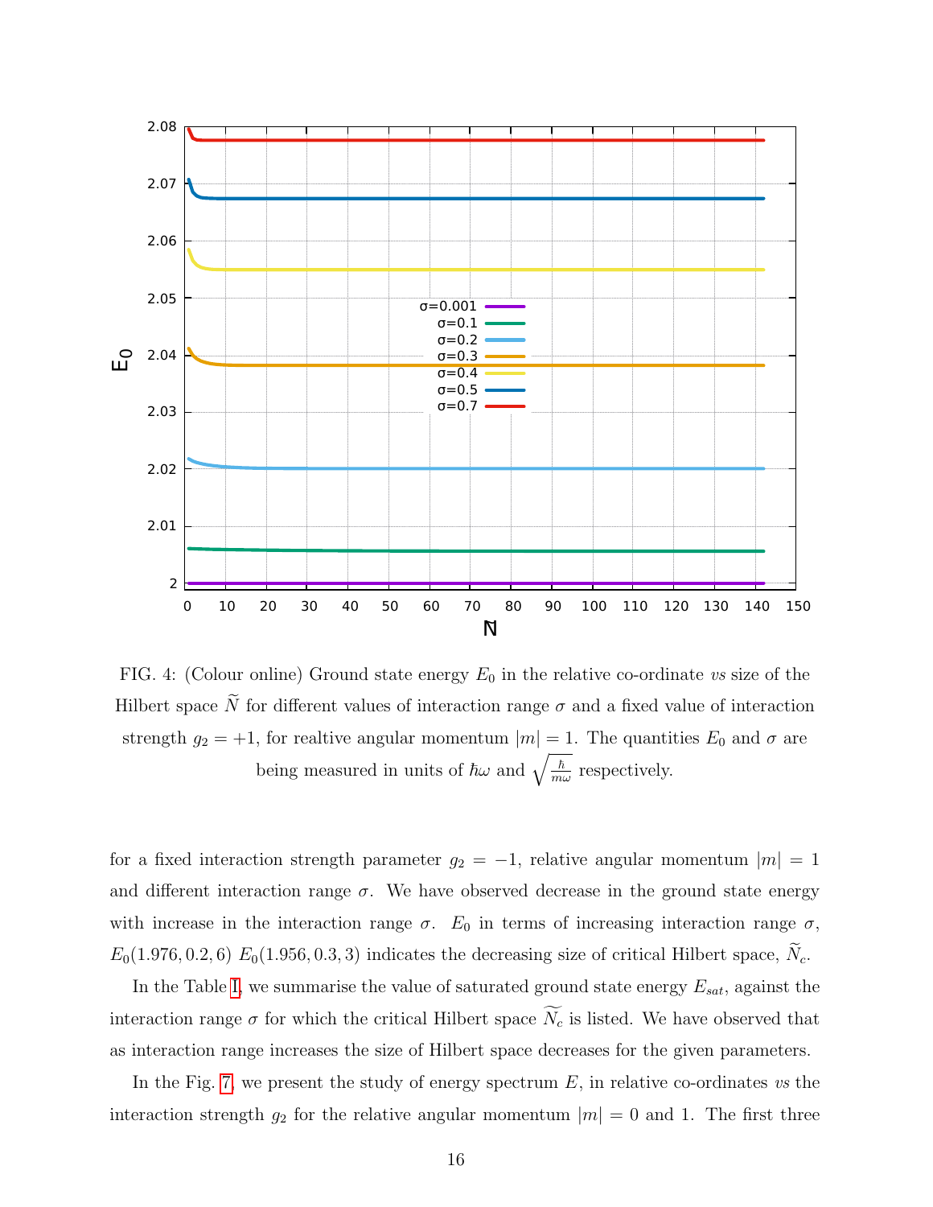FIG. 4: (Colour online) Ground state energy $E_0$ in the relative co-ordinate *vs* size of the Hilbert space $\widetilde{N}$ for different values of interaction range $\sigma$ and a fixed value of interaction strength $g_2 = +1$, for realtive angular momentum $|m| = 1$. The quantities $E_0$ and $\sigma$ are being measured in units of $\hbar\omega$ and $\sqrt{\frac{\hbar}{m\omega}}$ respectively.

for a fixed interaction strength parameter $g_2 = -1$, relative angular momentum $|m| = 1$ and different interaction range $\sigma$. We have observed decrease in the ground state energy with increase in the interaction range $\sigma$. $E_0$ in terms of increasing interaction range $\sigma$, $E_0(1.976, 0.2, 6)$ $E_0(1.956, 0.3, 3)$ indicates the decreasing size of critical Hilbert space, $\widetilde{N}_c$.

In the Table I, we summarise the value of saturated ground state energy $E_{sat}$, against the interaction range $\sigma$ for which the critical Hilbert space $\widetilde{N_c}$ is listed. We have observed that as interaction range increases the size of Hilbert space decreases for the given parameters.

In the Fig. 7, we present the study of energy spectrum $E$, in relative co-ordinates *vs* the interaction strength $g_2$ for the relative angular momentum $|m| = 0$ and 1. The first three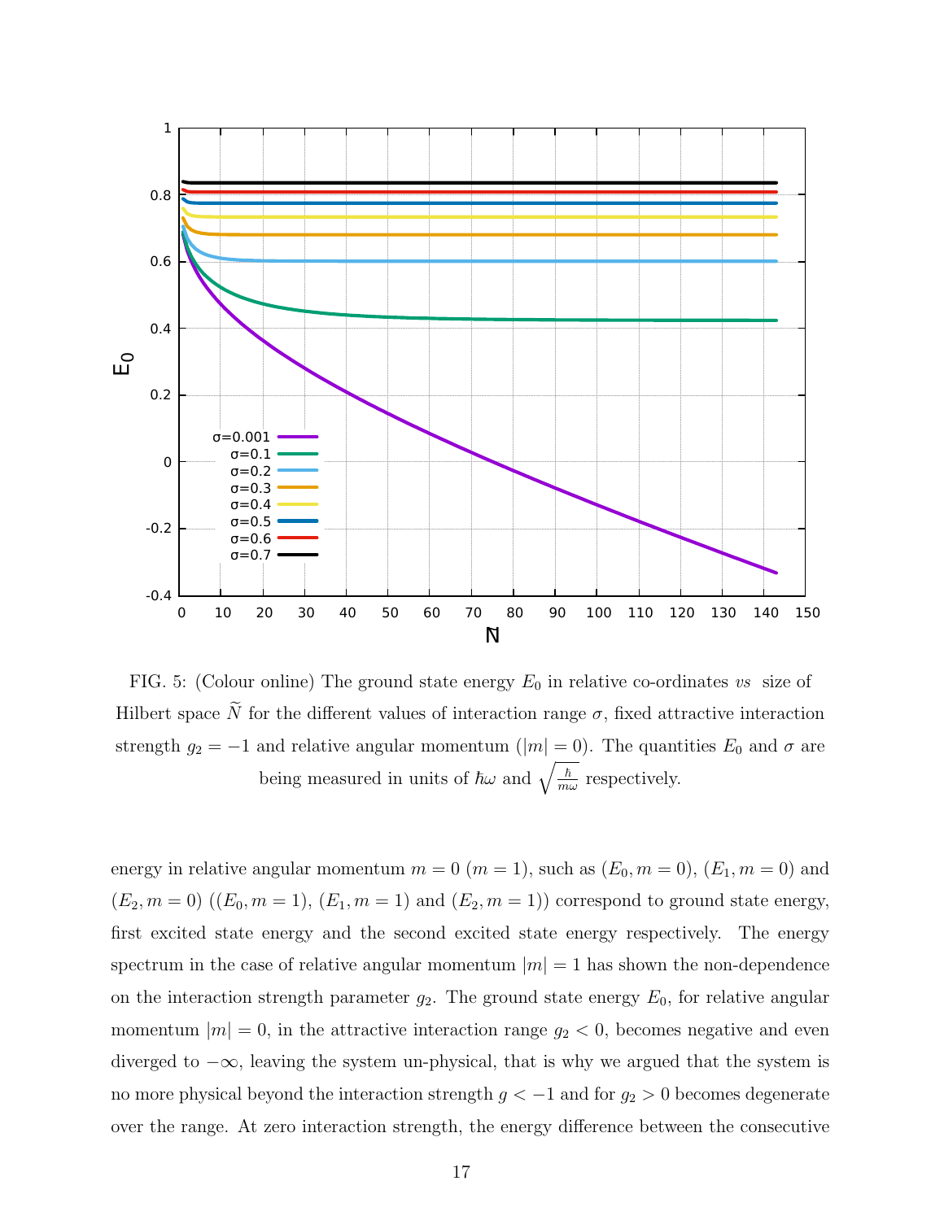FIG. 5: (Colour online) The ground state energy $E_0$ in relative co-ordinates *vs* size of Hilbert space $\widetilde{N}$ for the different values of interaction range $\sigma$, fixed attractive interaction strength $g_2 = -1$ and relative angular momentum ($|m| = 0$). The quantities $E_0$ and $\sigma$ are being measured in units of $\hbar\omega$ and $\sqrt{\frac{\hbar}{m\omega}}$ respectively.

energy in relative angular momentum $m = 0$ ($m = 1$), such as $(E_0, m = 0)$, $(E_1, m = 0)$ and $(E_2, m = 0)$ ($(E_0, m = 1)$, $(E_1, m = 1)$ and $(E_2, m = 1)$) correspond to ground state energy, first excited state energy and the second excited state energy respectively. The energy spectrum in the case of relative angular momentum $|m| = 1$ has shown the non-dependence on the interaction strength parameter $g_2$. The ground state energy $E_0$, for relative angular momentum $|m| = 0$, in the attractive interaction range $g_2 < 0$, becomes negative and even diverged to $-\infty$, leaving the system un-physical, that is why we argued that the system is no more physical beyond the interaction strength $g < -1$ and for $g_2 > 0$ becomes degenerate over the range. At zero interaction strength, the energy difference between the consecutive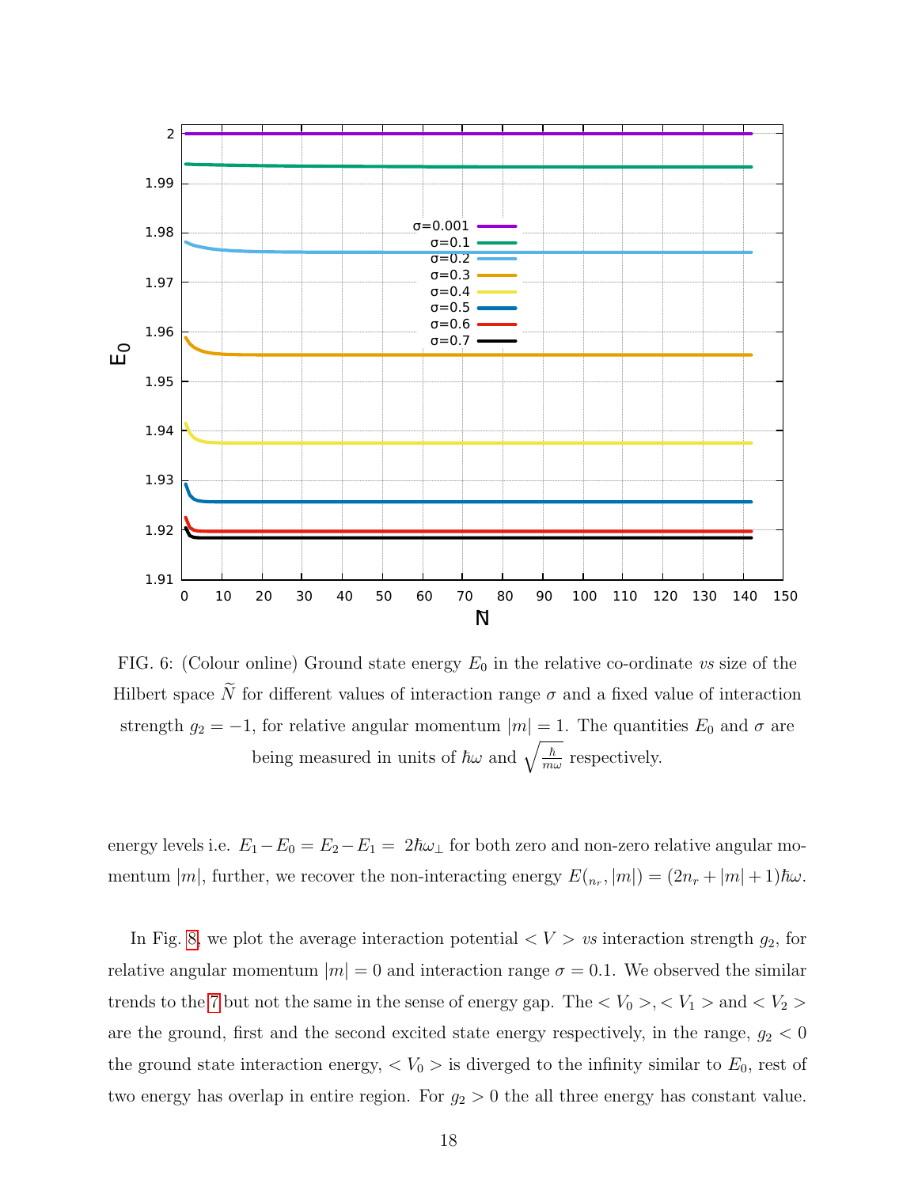FIG. 6: (Colour online) Ground state energy $E_0$ in the relative co-ordinate *vs* size of the Hilbert space $\widetilde{N}$ for different values of interaction range $\sigma$ and a fixed value of interaction strength $g_2 = -1$, for relative angular momentum $|m| = 1$. The quantities $E_0$ and $\sigma$ are being measured in units of $\hbar\omega$ and $\sqrt{\frac{\hbar}{m\omega}}$ respectively.

energy levels i.e. $E_1 - E_0 = E_2 - E_1 = 2\hbar\omega_\perp$ for both zero and non-zero relative angular momentum $|m|$, further, we recover the non-interacting energy $E(_{n_r}, |m|) = (2n_r + |m| + 1)\hbar\omega$.

In Fig. 8, we plot the average interaction potential $< V >$ *vs* interaction strength $g_2$, for relative angular momentum $|m| = 0$ and interaction range $\sigma = 0.1$. We observed the similar trends to the 7 but not the same in the sense of energy gap. The $< V_0 >, < V_1 >$ and $< V_2 >$ are the ground, first and the second excited state energy respectively, in the range, $g_2 < 0$ the ground state interaction energy, $< V_0 >$ is diverged to the infinity similar to $E_0$, rest of two energy has overlap in entire region. For $g_2 > 0$ the all three energy has constant value.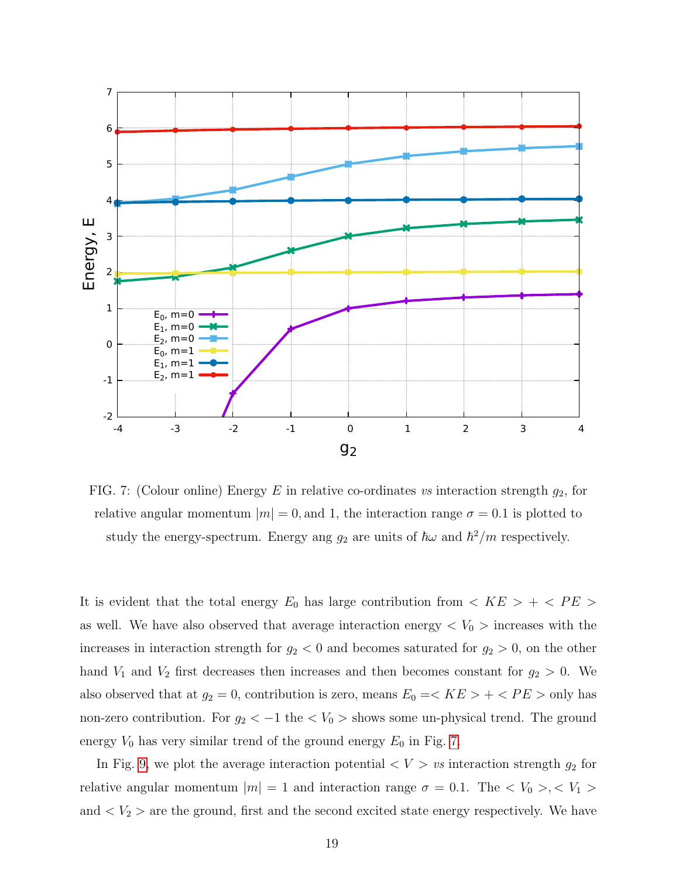FIG. 7: (Colour online) Energy $E$ in relative co-ordinates *vs* interaction strength $g_2$, for relative angular momentum $|m| = 0,$ and 1, the interaction range $\sigma = 0.1$ is plotted to study the energy-spectrum. Energy ang $g_2$ are units of $\hbar\omega$ and $\hbar^2/m$ respectively.

It is evident that the total energy $E_0$ has large contribution from $< KE > + < PE >$ as well. We have also observed that average interaction energy $< V_0 >$ increases with the increases in interaction strength for $g_2 < 0$ and becomes saturated for $g_2 > 0$, on the other hand $V_1$ and $V_2$ first decreases then increases and then becomes constant for $g_2 > 0$. We also observed that at $g_2 = 0$, contribution is zero, means $E_0 =< KE > + < PE >$ only has non-zero contribution. For $g_2 < -1$ the $< V_0 >$ shows some un-physical trend. The ground energy $V_0$ has very similar trend of the ground energy $E_0$ in Fig. 7.

In Fig. 9, we plot the average interaction potential $< V >$ *vs* interaction strength $g_2$ for relative angular momentum $|m| = 1$ and interaction range $\sigma = 0.1$. The $< V_0 >, < V_1 >$ and $< V_2 >$ are the ground, first and the second excited state energy respectively. We have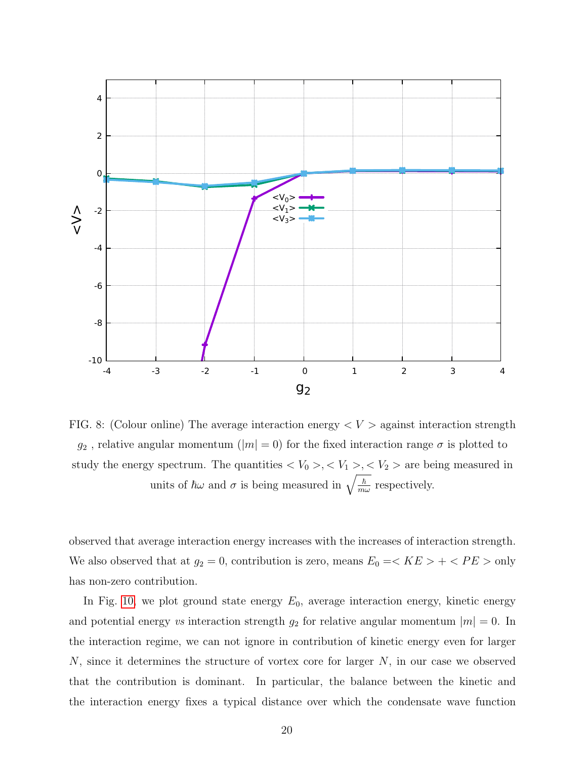FIG. 8: (Colour online) The average interaction energy $< V >$ against interaction strength $g_2$ , relative angular momentum ($|m| = 0$) for the fixed interaction range $\sigma$ is plotted to study the energy spectrum. The quantities $< V_0 >, < V_1 >, < V_2 >$ are being measured in units of $\hbar\omega$ and $\sigma$ is being measured in $\sqrt{\frac{\hbar}{m\omega}}$ respectively.

observed that average interaction energy increases with the increases of interaction strength. We also observed that at $g_2 = 0$, contribution is zero, means $E_0 =< KE > + < PE >$ only has non-zero contribution.

In Fig. 10, we plot ground state energy $E_0$, average interaction energy, kinetic energy and potential energy *vs* interaction strength $g_2$ for relative angular momentum $|m| = 0$. In the interaction regime, we can not ignore in contribution of kinetic energy even for larger $N$, since it determines the structure of vortex core for larger $N$, in our case we observed that the contribution is dominant. In particular, the balance between the kinetic and the interaction energy fixes a typical distance over which the condensate wave function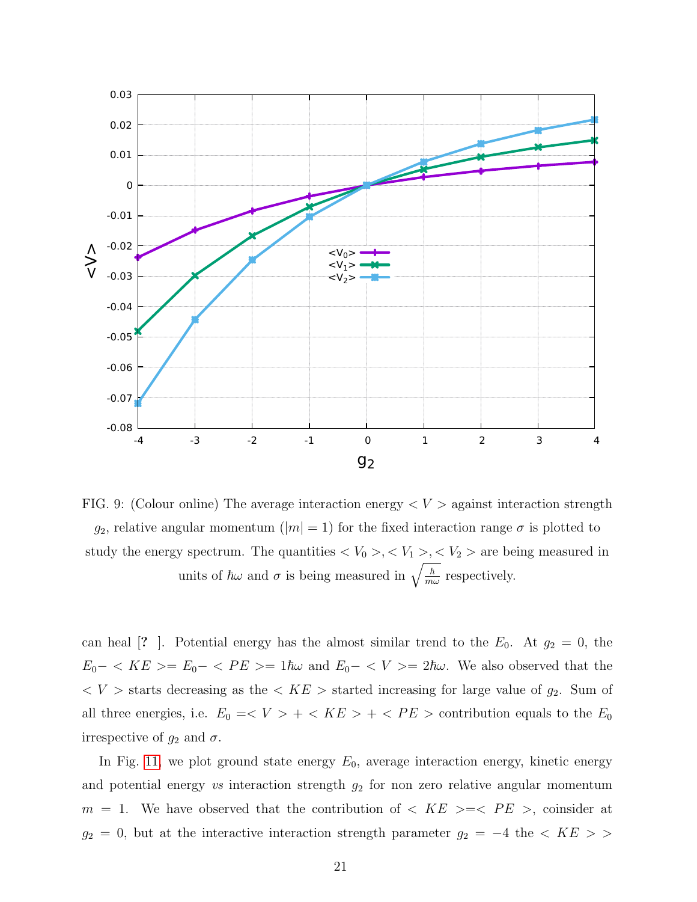FIG. 9: (Colour online) The average interaction energy $< V >$ against interaction strength $g_2$, relative angular momentum ($|m| = 1$) for the fixed interaction range $\sigma$ is plotted to study the energy spectrum. The quantities $< V_0 >, < V_1 >, < V_2 >$ are being measured in units of $\hbar\omega$ and $\sigma$ is being measured in $\sqrt{\frac{\hbar}{m\omega}}$ respectively.

can heal [? ]. Potential energy has the almost similar trend to the $E_0$. At $g_2 = 0$, the $E_0- < KE >= E_0- < PE >= 1\hbar\omega$ and $E_0- < V >= 2\hbar\omega$. We also observed that the $< V >$ starts decreasing as the $< KE >$ started increasing for large value of $g_2$. Sum of all three energies, i.e. $E_0 =< V > + < KE > + < PE >$ contribution equals to the $E_0$ irrespective of $g_2$ and $\sigma$.

In Fig. 11, we plot ground state energy $E_0$, average interaction energy, kinetic energy and potential energy *vs* interaction strength $g_2$ for non zero relative angular momentum $m = 1$. We have observed that the contribution of $< KE >=< PE >$, coinsider at $g_2 = 0$, but at the interactive interaction strength parameter $g_2 = -4$ the $< KE > >$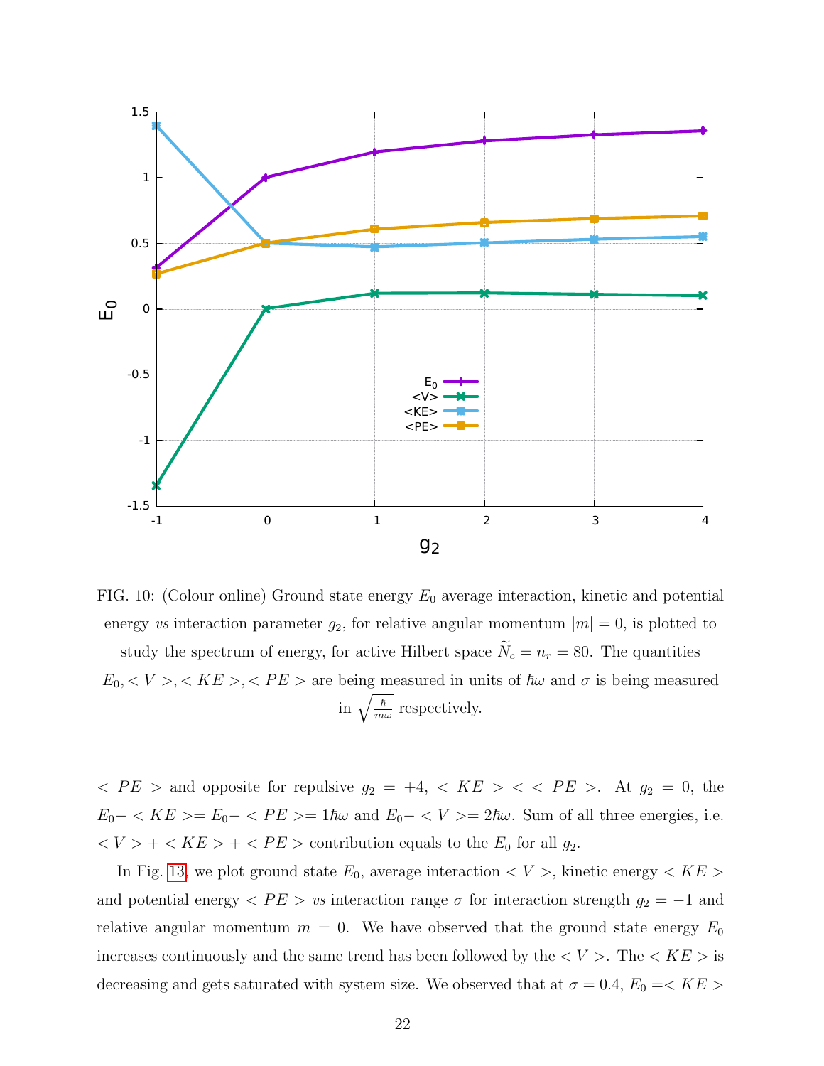FIG. 10: (Colour online) Ground state energy $E_0$ average interaction, kinetic and potential energy *vs* interaction parameter $g_2$, for relative angular momentum $|m| = 0$, is plotted to study the spectrum of energy, for active Hilbert space $\widetilde{N}_c = n_r = 80$. The quantities $E_0, < V >, < KE >, < PE >$ are being measured in units of $\hbar\omega$ and $\sigma$ is being measured in $\sqrt{\frac{\hbar}{m\omega}}$ respectively.

$< PE >$ and opposite for repulsive $g_2 = +4$, $< KE > < < PE >$. At $g_2 = 0$, the $E_0 - < KE >= E_0 - < PE >= 1\hbar\omega$ and $E_0 - < V >= 2\hbar\omega$. Sum of all three energies, i.e. $< V > + < KE > + < PE >$ contribution equals to the $E_0$ for all $g_2$.

In Fig. 13, we plot ground state $E_0$, average interaction $< V >$, kinetic energy $< KE >$ and potential energy $< PE >$ *vs* interaction range $\sigma$ for interaction strength $g_2 = -1$ and relative angular momentum $m = 0$. We have observed that the ground state energy $E_0$ increases continuously and the same trend has been followed by the $< V >$. The $< KE >$ is decreasing and gets saturated with system size. We observed that at $\sigma = 0.4$, $E_0 =< KE >$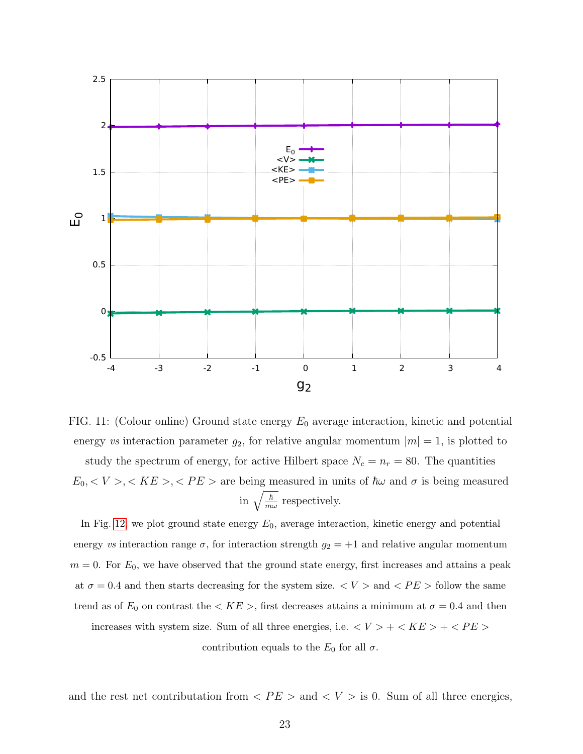FIG. 11: (Colour online) Ground state energy $E_0$ average interaction, kinetic and potential energy *vs* interaction parameter $g_2$, for relative angular momentum $|m| = 1$, is plotted to study the spectrum of energy, for active Hilbert space $N_c = n_r = 80$. The quantities $E_0, < V >, < KE >, < PE >$ are being measured in units of $\hbar\omega$ and $\sigma$ is being measured in $\sqrt{\frac{\hbar}{m\omega}}$ respectively.

In Fig. 12, we plot ground state energy $E_0$, average interaction, kinetic energy and potential energy *vs* interaction range $\sigma$, for interaction strength $g_2 = +1$ and relative angular momentum $m = 0$. For $E_0$, we have observed that the ground state energy, first increases and attains a peak at $\sigma = 0.4$ and then starts decreasing for the system size. $< V >$ and $< PE >$ follow the same trend as of $E_0$ on contrast the $< KE >$, first decreases attains a minimum at $\sigma = 0.4$ and then increases with system size. Sum of all three energies, i.e. $< V > + < KE > + < PE >$ contribution equals to the $E_0$ for all $\sigma$.

and the rest net contributation from $< PE >$ and $< V >$ is 0. Sum of all three energies,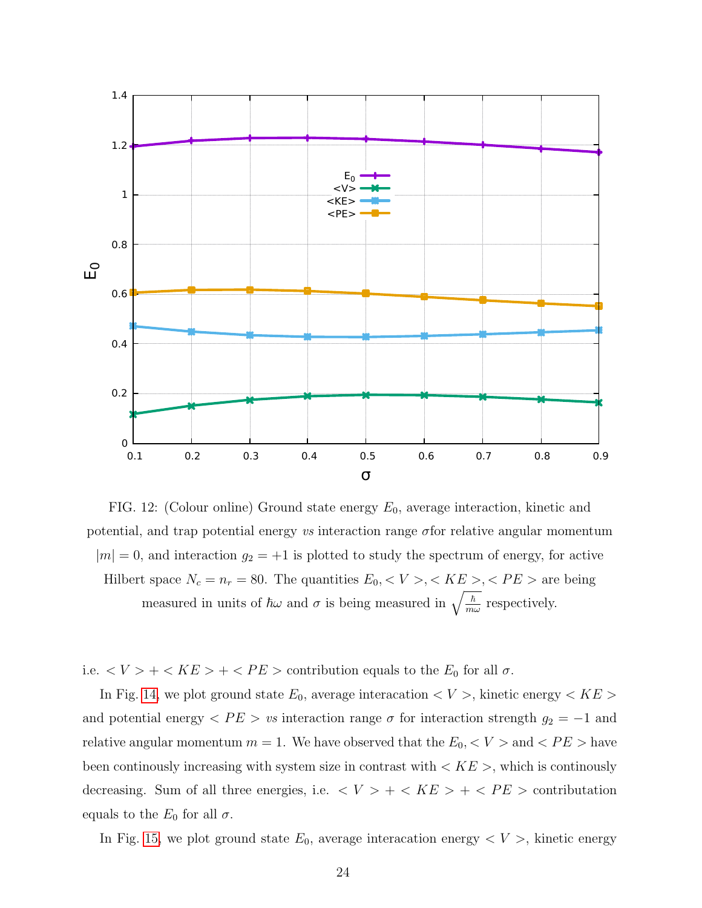FIG. 12: (Colour online) Ground state energy $E_0$, average interaction, kinetic and potential, and trap potential energy *vs* interaction range $\sigma$for relative angular momentum $|m| = 0$, and interaction $g_2 = +1$ is plotted to study the spectrum of energy, for active Hilbert space $N_c = n_r = 80$. The quantities $E_0, < V >, < KE >, < PE >$ are being measured in units of $\hbar\omega$ and $\sigma$ is being measured in $\sqrt{\frac{\hbar}{m\omega}}$ respectively.

i.e. $< V > + < KE > + < PE >$ contribution equals to the $E_0$ for all $\sigma$.

In Fig. 14, we plot ground state $E_0$, average interacation $< V >$, kinetic energy $< KE >$ and potential energy $< PE >$ *vs* interaction range $\sigma$ for interaction strength $g_2 = -1$ and relative angular momentum $m = 1$. We have observed that the $E_0, < V >$ and $< PE >$ have been continously increasing with system size in contrast with $< KE >$, which is continously decreasing. Sum of all three energies, i.e. $< V > + < KE > + < PE >$ contributation equals to the $E_0$ for all $\sigma$.

In Fig. 15, we plot ground state $E_0$, average interacation energy $< V >$, kinetic energy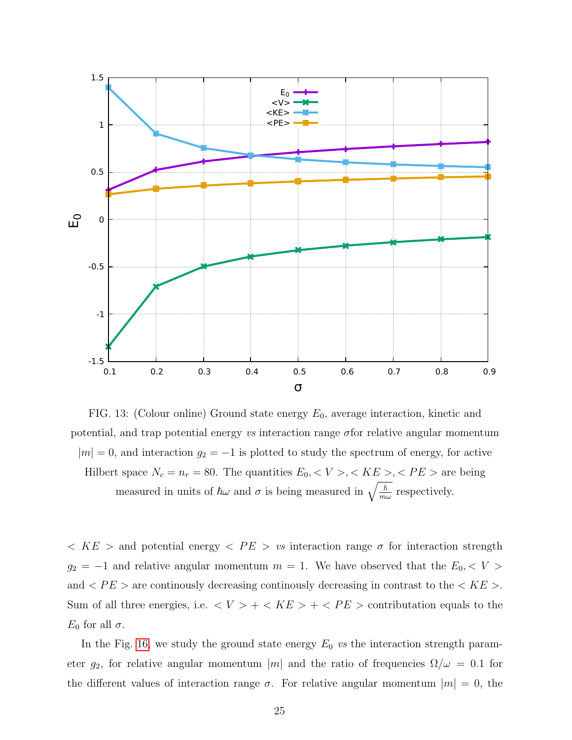FIG. 13: (Colour online) Ground state energy $E_0$, average interaction, kinetic and potential, and trap potential energy *vs* interaction range $\sigma$for relative angular momentum $|m| = 0$, and interaction $g_2 = -1$ is plotted to study the spectrum of energy, for active Hilbert space $N_c = n_r = 80$. The quantities $E_0, < V >, < KE >, < PE >$ are being measured in units of $\hbar\omega$ and $\sigma$ is being measured in $\sqrt{\frac{\hbar}{m\omega}}$ respectively.

$< KE >$ and potential energy $< PE >$ *vs* interaction range $\sigma$ for interaction strength $g_2 = -1$ and relative angular momentum $m = 1$. We have observed that the $E_0, < V >$ and $< PE >$ are continously decreasing continously decreasing in contrast to the $< KE >$. Sum of all three energies, i.e. $< V > + < KE > + < PE >$ contributation equals to the $E_0$ for all $\sigma$.

In the Fig. 16, we study the ground state energy $E_0$ *vs* the interaction strength parameter $g_2$, for relative angular momentum $|m|$ and the ratio of frequencies $\Omega/\omega = 0.1$ for the different values of interaction range $\sigma$. For relative angular momentum $|m| = 0$, the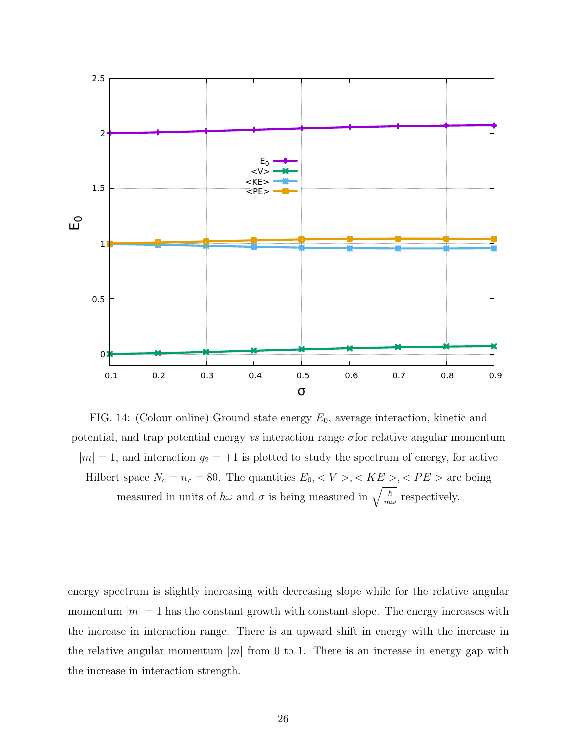FIG. 14: (Colour online) Ground state energy $E_0$, average interaction, kinetic and potential, and trap potential energy *vs* interaction range $\sigma$for relative angular momentum $|m| = 1$, and interaction $g_2 = +1$ is plotted to study the spectrum of energy, for active Hilbert space $N_c = n_r = 80$. The quantities $E_0, < V >, < KE >, < PE >$ are being measured in units of $\hbar\omega$ and $\sigma$ is being measured in $\sqrt{\frac{\hbar}{m\omega}}$ respectively.

energy spectrum is slightly increasing with decreasing slope while for the relative angular momentum $|m| = 1$ has the constant growth with constant slope. The energy increases with the increase in interaction range. There is an upward shift in energy with the increase in the relative angular momentum $|m|$ from 0 to 1. There is an increase in energy gap with the increase in interaction strength.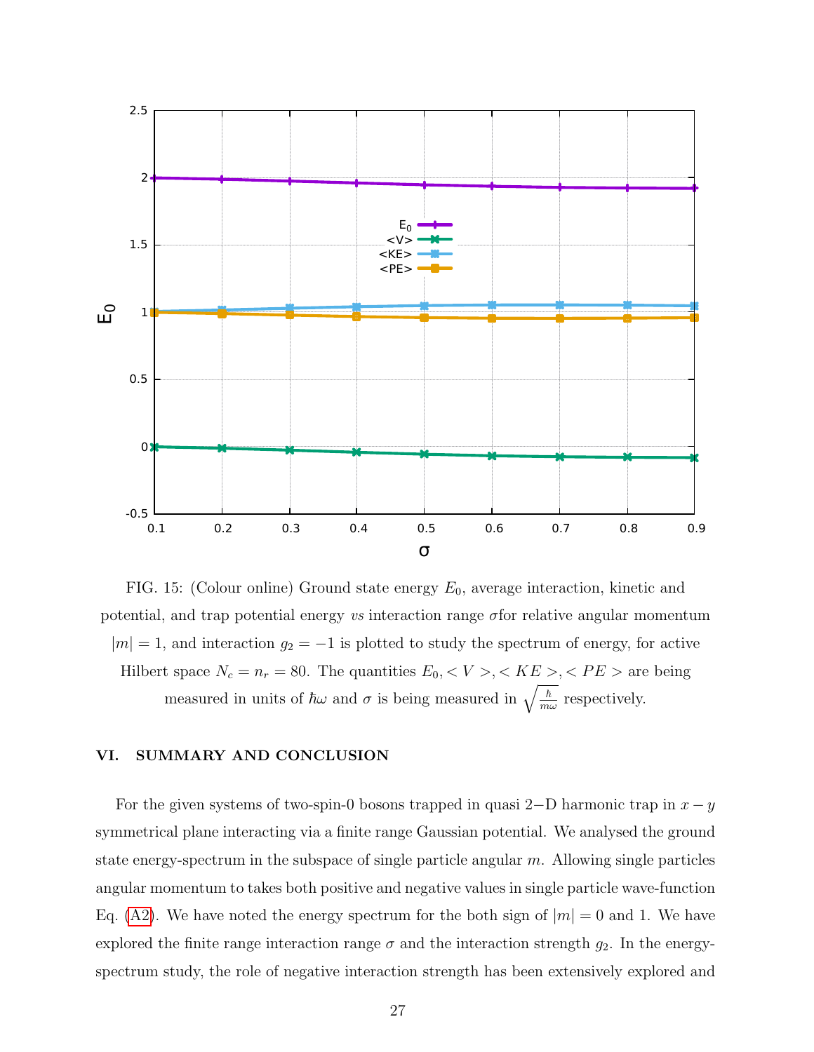FIG. 15: (Colour online) Ground state energy $E_0$, average interaction, kinetic and potential, and trap potential energy *vs* interaction range $\sigma$for relative angular momentum $|m| = 1$, and interaction $g_2 = -1$ is plotted to study the spectrum of energy, for active Hilbert space $N_c = n_r = 80$. The quantities $E_0, < V >, < KE >, < PE >$ are being measured in units of $\hbar\omega$ and $\sigma$ is being measured in $\sqrt{\frac{\hbar}{m\omega}}$ respectively.

## VI. SUMMARY AND CONCLUSION

For the given systems of two-spin-0 bosons trapped in quasi 2−D harmonic trap in $x - y$ symmetrical plane interacting via a finite range Gaussian potential. We analysed the ground state energy-spectrum in the subspace of single particle angular $m$. Allowing single particles angular momentum to takes both positive and negative values in single particle wave-function Eq. (A2). We have noted the energy spectrum for the both sign of $|m| = 0$ and 1. We have explored the finite range interaction range $\sigma$ and the interaction strength $g_2$. In the energy-spectrum study, the role of negative interaction strength has been extensively explored and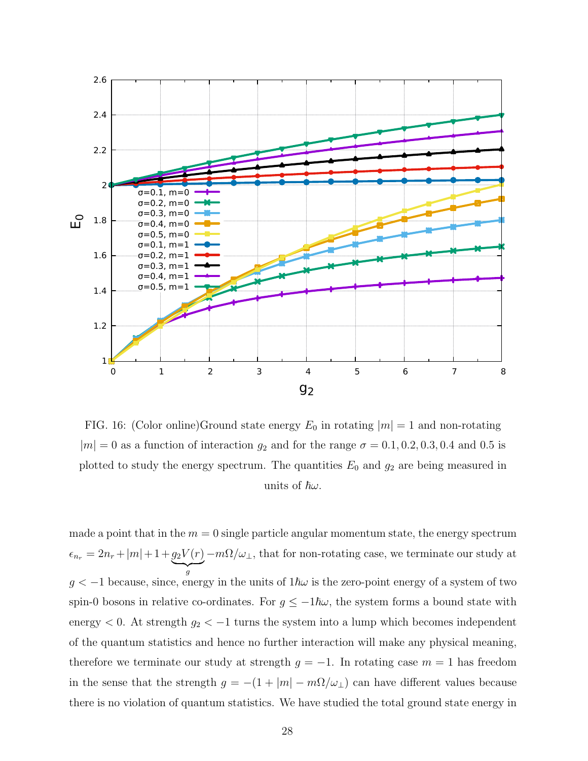FIG. 16: (Color online)Ground state energy $E_0$ in rotating $|m| = 1$ and non-rotating $|m| = 0$ as a function of interaction $g_2$ and for the range $\sigma = 0.1, 0.2, 0.3, 0.4$ and $0.5$ is plotted to study the energy spectrum. The quantities $E_0$ and $g_2$ are being measured in units of $\hbar\omega$.

made a point that in the $m = 0$ single particle angular momentum state, the energy spectrum $\epsilon_{n_r} = 2n_r + |m| + 1 + \underbrace{g_2 V(r)}_{g} - m\Omega/\omega_\perp$, that for non-rotating case, we terminate our study at $g < -1$ because, since, energy in the units of $1\hbar\omega$ is the zero-point energy of a system of two spin-0 bosons in relative co-ordinates. For $g \leq -1\hbar\omega$, the system forms a bound state with energy $< 0$. At strength $g_2 < -1$ turns the system into a lump which becomes independent of the quantum statistics and hence no further interaction will make any physical meaning, therefore we terminate our study at strength $g = -1$. In rotating case $m = 1$ has freedom in the sense that the strength $g = -(1 + |m| - m\Omega/\omega_\perp)$ can have different values because there is no violation of quantum statistics. We have studied the total ground state energy in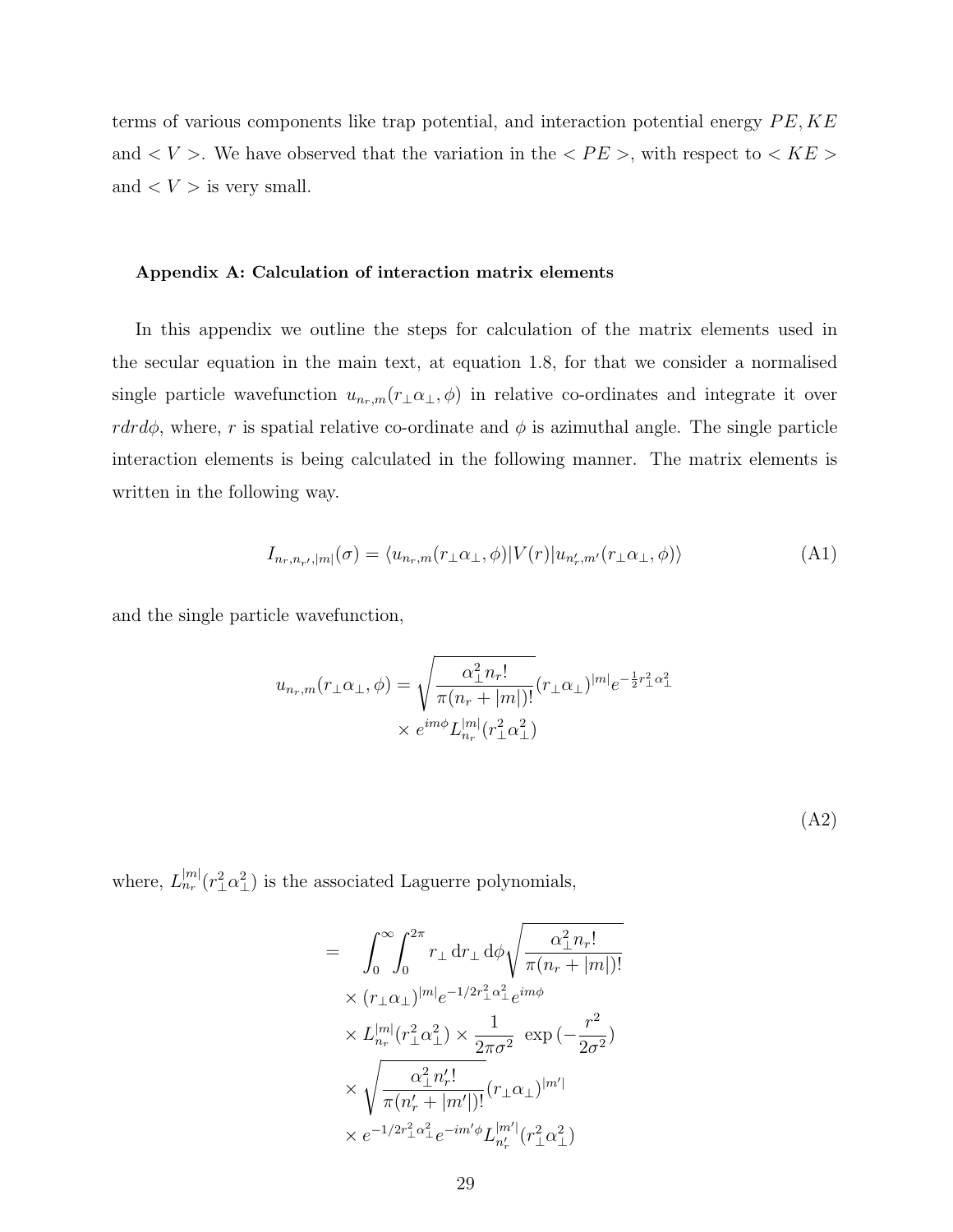terms of various components like trap potential, and interaction potential energy $PE, KE$ and $< V >$. We have observed that the variation in the $< PE >$, with respect to $< KE >$ and $< V >$ is very small.

### Appendix A: Calculation of interaction matrix elements

In this appendix we outline the steps for calculation of the matrix elements used in the secular equation in the main text, at equation 1.8, for that we consider a normalised single particle wavefunction $u_{n_r,m}(r_\perp \alpha_\perp, \phi)$ in relative co-ordinates and integrate it over $rdrd\phi$, where, $r$ is spatial relative co-ordinate and $\phi$ is azimuthal angle. The single particle interaction elements is being calculated in the following manner. The matrix elements is written in the following way.

$$I_{n_r,n_{r'},|m|}(\sigma) = \langle u_{n_r,m}(r_\perp \alpha_\perp, \phi)|V(r)|u_{n_r',m'}(r_\perp \alpha_\perp, \phi)\rangle \tag{A1}$$

and the single particle wavefunction,

$$u_{n_r,m}(r_\perp \alpha_\perp, \phi) = \sqrt{\frac{\alpha_\perp^2 n_r!}{\pi(n_r + |m|)!}}(r_\perp \alpha_\perp)^{|m|} e^{-\frac{1}{2}r_\perp^2 \alpha_\perp^2} \times e^{im\phi} L_{n_r}^{|m|}(r_\perp^2 \alpha_\perp^2) \tag{A2}$$

where, $L_{n_r}^{|m|}(r_\perp^2 \alpha_\perp^2)$ is the associated Laguerre polynomials,

$$\begin{aligned} = \quad & \int_0^\infty \int_0^{2\pi} r_\perp \, \mathrm{d}r_\perp \, \mathrm{d}\phi \sqrt{\frac{\alpha_\perp^2 n_r!}{\pi(n_r + |m|)!}} \\ & \times (r_\perp \alpha_\perp)^{|m|} e^{-1/2 r_\perp^2 \alpha_\perp^2} e^{im\phi} \\ & \times L_{n_r}^{|m|}(r_\perp^2 \alpha_\perp^2) \times \frac{1}{2\pi\sigma^2} \ \exp\left(-\frac{r^2}{2\sigma^2}\right) \\ & \times \sqrt{\frac{\alpha_\perp^2 n_r'!}{\pi(n_r' + |m'|)!}}(r_\perp \alpha_\perp)^{|m'|} \\ & \times e^{-1/2 r_\perp^2 \alpha_\perp^2} e^{-im'\phi} L_{n_r'}^{|m'|}(r_\perp^2 \alpha_\perp^2) \end{aligned}$$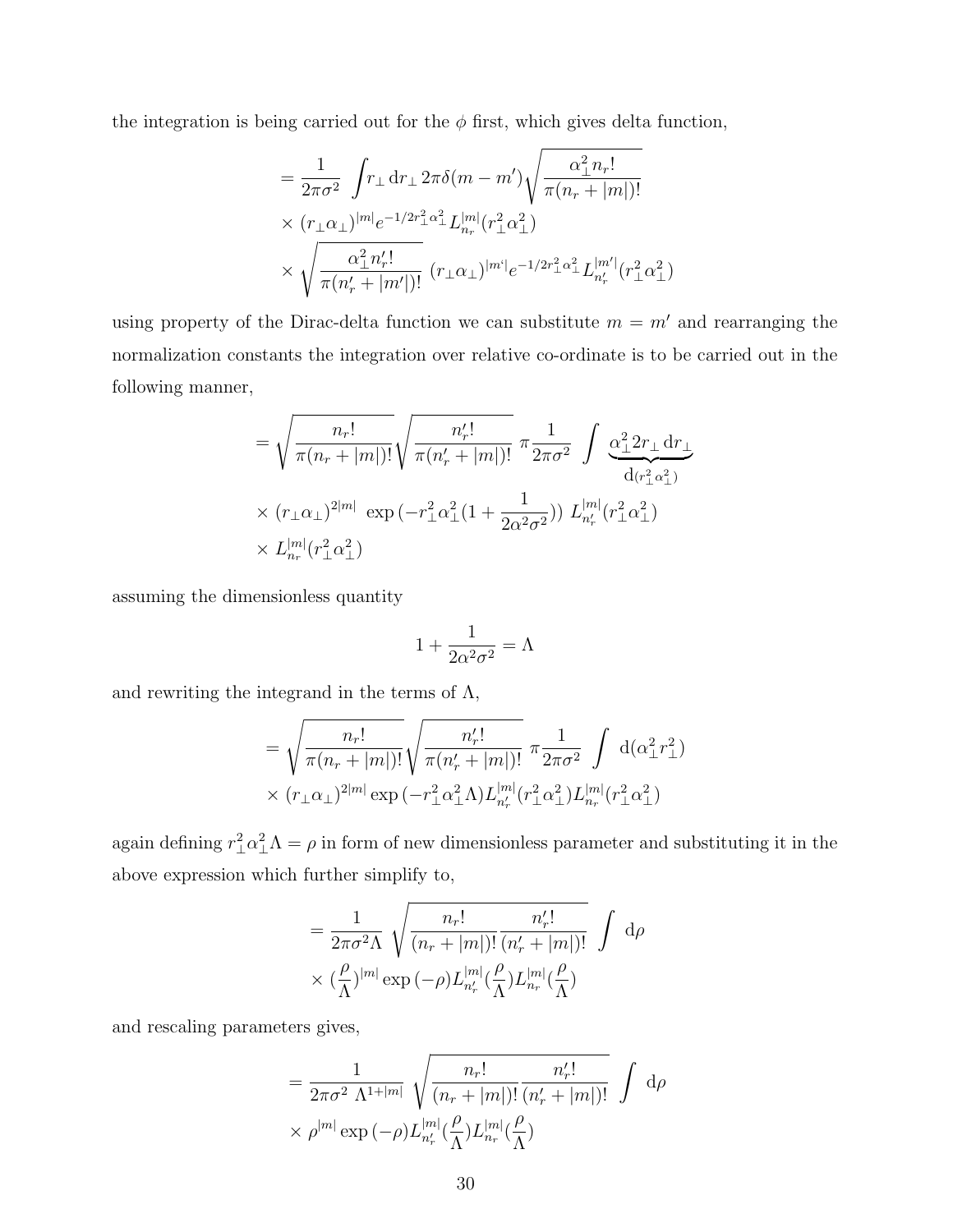the integration is being carried out for the $\phi$ first, which gives delta function,

$$
\begin{aligned}
&= \frac{1}{2\pi\sigma^2} \int r_\perp \, \mathrm{d}r_\perp \, 2\pi\delta(m-m') \sqrt{\frac{\alpha_\perp^2 n_r!}{\pi(n_r+|m|)!}} \\
&\times (r_\perp \alpha_\perp)^{|m|} e^{-1/2 r_\perp^2 \alpha_\perp^2} L_{n_r}^{|m|}(r_\perp^2 \alpha_\perp^2) \\
&\times \sqrt{\frac{\alpha_\perp^2 n_r'!}{\pi(n_r'+|m'|)!}} \, (r_\perp \alpha_\perp)^{|m'|} e^{-1/2 r_\perp^2 \alpha_\perp^2} L_{n_r'}^{|m'|}(r_\perp^2 \alpha_\perp^2)
\end{aligned}
$$

using property of the Dirac-delta function we can substitute $m = m'$ and rearranging the normalization constants the integration over relative co-ordinate is to be carried out in the following manner,

$$
\begin{aligned}
&= \sqrt{\frac{n_r!}{\pi(n_r+|m|)!}} \sqrt{\frac{n_r'!}{\pi(n_r'+|m|)!}} \, \pi \frac{1}{2\pi\sigma^2} \int \underbrace{\alpha_\perp^2 2 r_\perp \, \mathrm{d}r_\perp}_{\mathrm{d}(r_\perp^2 \alpha_\perp^2)} \\
&\times (r_\perp \alpha_\perp)^{2|m|} \, \exp\left(-r_\perp^2 \alpha_\perp^2 \left(1 + \frac{1}{2\alpha^2\sigma^2}\right)\right) \, L_{n_r'}^{|m|}(r_\perp^2 \alpha_\perp^2) \\
&\times L_{n_r}^{|m|}(r_\perp^2 \alpha_\perp^2)
\end{aligned}
$$

assuming the dimensionless quantity

$$
1 + \frac{1}{2\alpha^2\sigma^2} = \Lambda
$$

and rewriting the integrand in the terms of $\Lambda$,

$$
\begin{aligned}
&= \sqrt{\frac{n_r!}{\pi(n_r+|m|)!}} \sqrt{\frac{n_r'!}{\pi(n_r'+|m|)!}} \, \pi \frac{1}{2\pi\sigma^2} \int \mathrm{d}(\alpha_\perp^2 r_\perp^2) \\
&\times (r_\perp \alpha_\perp)^{2|m|} \exp\left(-r_\perp^2 \alpha_\perp^2 \Lambda\right) L_{n_r'}^{|m|}(r_\perp^2 \alpha_\perp^2) L_{n_r}^{|m|}(r_\perp^2 \alpha_\perp^2)
\end{aligned}
$$

again defining $r_\perp^2 \alpha_\perp^2 \Lambda = \rho$ in form of new dimensionless parameter and substituting it in the above expression which further simplify to,

$$
\begin{aligned}
&= \frac{1}{2\pi\sigma^2 \Lambda} \sqrt{\frac{n_r!}{(n_r+|m|)!} \frac{n_r'!}{(n_r'+|m|)!}} \int \mathrm{d}\rho \\
&\times \left(\frac{\rho}{\Lambda}\right)^{|m|} \exp(-\rho) L_{n_r'}^{|m|}\left(\frac{\rho}{\Lambda}\right) L_{n_r}^{|m|}\left(\frac{\rho}{\Lambda}\right)
\end{aligned}
$$

and rescaling parameters gives,

$$
\begin{aligned}
&= \frac{1}{2\pi\sigma^2 \, \Lambda^{1+|m|}} \sqrt{\frac{n_r!}{(n_r+|m|)!} \frac{n_r'!}{(n_r'+|m|)!}} \int \mathrm{d}\rho \\
&\times \rho^{|m|} \exp(-\rho) L_{n_r'}^{|m|}\left(\frac{\rho}{\Lambda}\right) L_{n_r}^{|m|}\left(\frac{\rho}{\Lambda}\right)
\end{aligned}
$$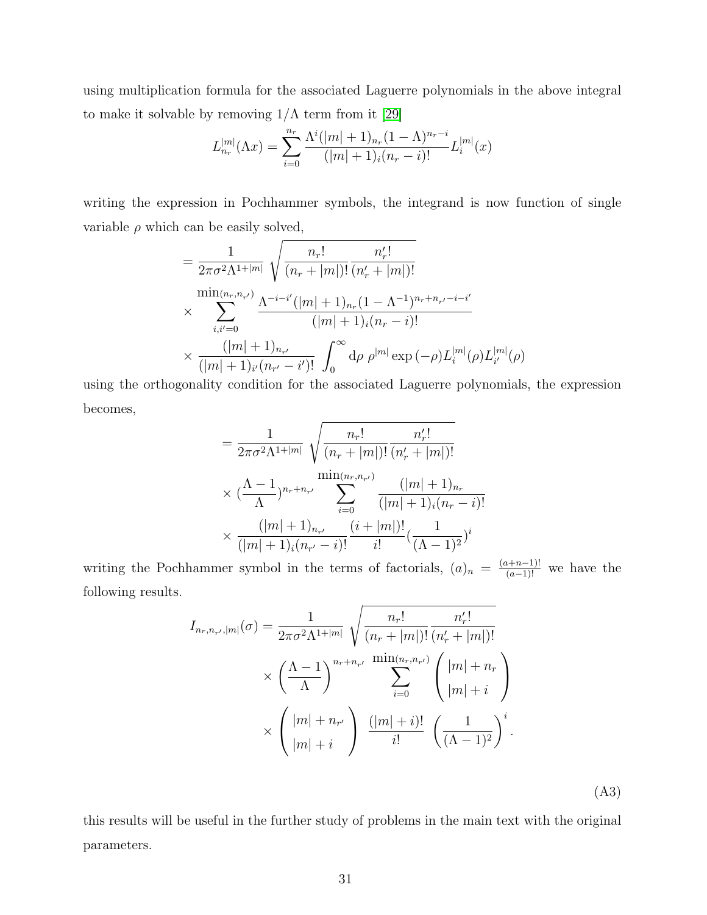using multiplication formula for the associated Laguerre polynomials in the above integral to make it solvable by removing $1/\Lambda$ term from it [29]

$$L_{n_r}^{|m|}(\Lambda x) = \sum_{i=0}^{n_r} \frac{\Lambda^i (|m|+1)_{n_r} (1-\Lambda)^{n_r - i}}{(|m|+1)_i (n_r - i)!} L_i^{|m|}(x)$$

writing the expression in Pochhammer symbols, the integrand is now function of single variable $\rho$ which can be easily solved,

$$\begin{aligned}
&= \frac{1}{2\pi\sigma^2 \Lambda^{1+|m|}} \sqrt{\frac{n_r!}{(n_r+|m|)!} \frac{n_r'!}{(n_r'+|m|)!}} \\
&\times \sum_{i,i'=0}^{\min(n_r, n_{r'})} \frac{\Lambda^{-i-i'} (|m|+1)_{n_r} (1-\Lambda^{-1})^{n_r + n_{r'} - i - i'}}{(|m|+1)_i (n_r - i)!} \\
&\times \frac{(|m|+1)_{n_{r'}}}{(|m|+1)_{i'} (n_{r'} - i')!} \int_0^\infty \mathrm{d}\rho \; \rho^{|m|} \exp(-\rho) L_i^{|m|}(\rho) L_{i'}^{|m|}(\rho)
\end{aligned}$$

using the orthogonality condition for the associated Laguerre polynomials, the expression becomes,

$$\begin{aligned}
&= \frac{1}{2\pi\sigma^2 \Lambda^{1+|m|}} \sqrt{\frac{n_r!}{(n_r+|m|)!} \frac{n_r'!}{(n_r'+|m|)!}} \\
&\times (\frac{\Lambda - 1}{\Lambda})^{n_r + n_{r'}} \sum_{i=0}^{\min(n_r, n_{r'})} \frac{(|m|+1)_{n_r}}{(|m|+1)_i (n_r - i)!} \\
&\times \frac{(|m|+1)_{n_{r'}}}{(|m|+1)_i (n_{r'} - i)!} \frac{(i+|m|)!}{i!} (\frac{1}{(\Lambda-1)^2})^i
\end{aligned}$$

writing the Pochhammer symbol in the terms of factorials, $(a)_n = \frac{(a+n-1)!}{(a-1)!}$ we have the following results.

$$\begin{aligned}
I_{n_r, n_{r'}, |m|}(\sigma) = \frac{1}{2\pi\sigma^2 \Lambda^{1+|m|}} &\sqrt{\frac{n_r!}{(n_r+|m|)!} \frac{n_r'!}{(n_r'+|m|)!}} \\
&\times \left(\frac{\Lambda-1}{\Lambda}\right)^{n_r + n_{r'}} \sum_{i=0}^{\min(n_r, n_{r'})} \binom{|m| + n_r}{|m| + i} \\
&\times \binom{|m| + n_{r'}}{|m| + i} \frac{(|m|+i)!}{i!} \left(\frac{1}{(\Lambda-1)^2}\right)^i .
\end{aligned} \tag{A3}$$

this results will be useful in the further study of problems in the main text with the original parameters.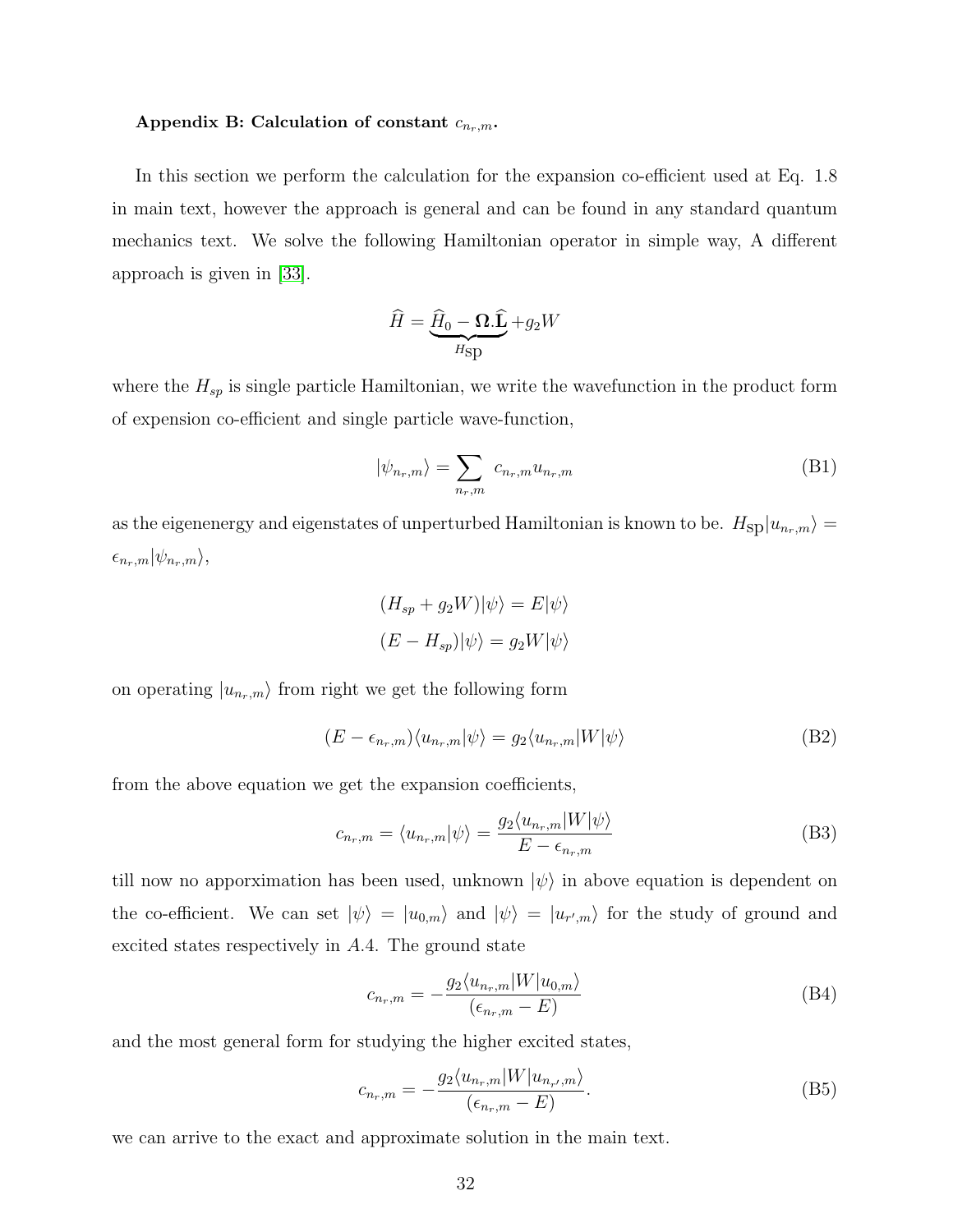**Appendix B: Calculation of constant $c_{n_r,m}$.**

In this section we perform the calculation for the expansion co-efficient used at Eq. 1.8 in main text, however the approach is general and can be found in any standard quantum mechanics text. We solve the following Hamiltonian operator in simple way, A different approach is given in [33].

$$\widehat{H} = \underbrace{\widehat{H}_0 - \mathbf{\Omega}.\widehat{\mathbf{L}}}_{H\text{sp}} + g_2 W$$

where the $H_{sp}$ is single particle Hamiltonian, we write the wavefunction in the product form of expension co-efficient and single particle wave-function,

$$|\psi_{n_r,m}\rangle = \sum_{n_r,m} c_{n_r,m} u_{n_r,m} \tag{B1}$$

as the eigenenergy and eigenstates of unperturbed Hamiltonian is known to be. $H_{\text{sp}}|u_{n_r,m}\rangle = \epsilon_{n_r,m}|\psi_{n_r,m}\rangle$,

$$(H_{sp} + g_2 W)|\psi\rangle = E|\psi\rangle$$
$$(E - H_{sp})|\psi\rangle = g_2 W|\psi\rangle$$

on operating $|u_{n_r,m}\rangle$ from right we get the following form

$$(E - \epsilon_{n_r,m})\langle u_{n_r,m}|\psi\rangle = g_2\langle u_{n_r,m}|W|\psi\rangle \tag{B2}$$

from the above equation we get the expansion coefficients,

$$c_{n_r,m} = \langle u_{n_r,m}|\psi\rangle = \frac{g_2\langle u_{n_r,m}|W|\psi\rangle}{E - \epsilon_{n_r,m}} \tag{B3}$$

till now no apporximation has been used, unknown $|\psi\rangle$ in above equation is dependent on the co-efficient. We can set $|\psi\rangle = |u_{0,m}\rangle$ and $|\psi\rangle = |u_{r',m}\rangle$ for the study of ground and excited states respectively in $A.4$. The ground state

$$c_{n_r,m} = -\frac{g_2\langle u_{n_r,m}|W|u_{0,m}\rangle}{(\epsilon_{n_r,m} - E)} \tag{B4}$$

and the most general form for studying the higher excited states,

$$c_{n_r,m} = -\frac{g_2\langle u_{n_r,m}|W|u_{n_{r'},m}\rangle}{(\epsilon_{n_r,m} - E)}. \tag{B5}$$

we can arrive to the exact and approximate solution in the main text.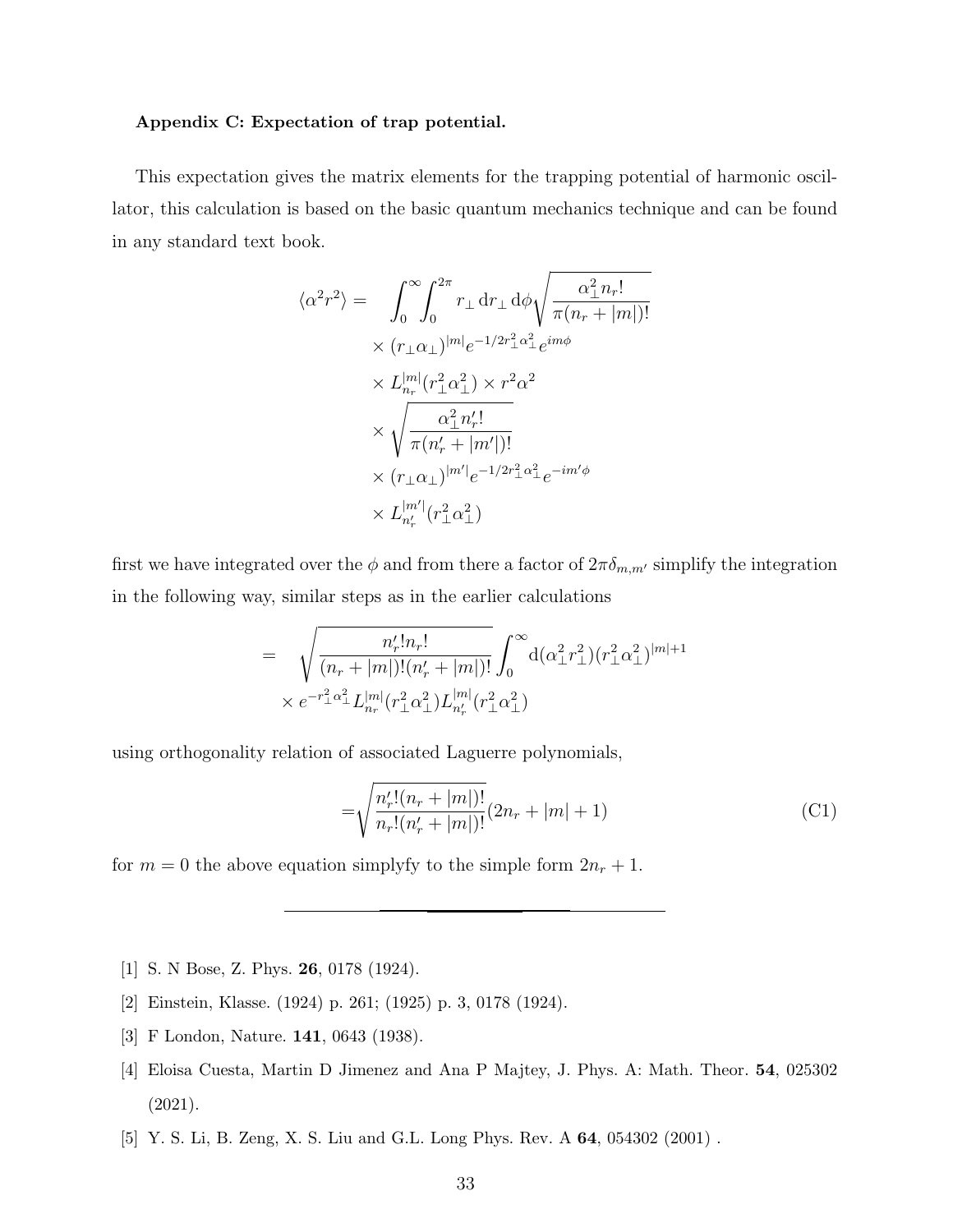**Appendix C: Expectation of trap potential.**

This expectation gives the matrix elements for the trapping potential of harmonic oscillator, this calculation is based on the basic quantum mechanics technique and can be found in any standard text book.

$$
\begin{aligned}
\langle\alpha^2 r^2\rangle = \quad & \int_0^\infty \int_0^{2\pi} r_\perp \, \mathrm{d}r_\perp \, \mathrm{d}\phi \sqrt{\frac{\alpha_\perp^2 n_r!}{\pi(n_r+|m|)!}} \\
& \times (r_\perp \alpha_\perp)^{|m|} e^{-1/2 r_\perp^2 \alpha_\perp^2} e^{im\phi} \\
& \times L_{n_r}^{|m|}(r_\perp^2 \alpha_\perp^2) \times r^2 \alpha^2 \\
& \times \sqrt{\frac{\alpha_\perp^2 n_r'!}{\pi(n_r'+|m'|)!}} \\
& \times (r_\perp \alpha_\perp)^{|m'|} e^{-1/2 r_\perp^2 \alpha_\perp^2} e^{-im'\phi} \\
& \times L_{n_r'}^{|m'|}(r_\perp^2 \alpha_\perp^2)
\end{aligned}
$$

first we have integrated over the $\phi$ and from there a factor of $2\pi\delta_{m,m'}$ simplify the integration in the following way, similar steps as in the earlier calculations

$$
\begin{aligned}
= \quad & \sqrt{\frac{n_r'! n_r!}{(n_r+|m|)!(n_r'+|m|)!}} \int_0^\infty \mathrm{d}(\alpha_\perp^2 r_\perp^2)(r_\perp^2 \alpha_\perp^2)^{|m|+1} \\
& \times e^{-r_\perp^2 \alpha_\perp^2} L_{n_r}^{|m|}(r_\perp^2 \alpha_\perp^2) L_{n_r'}^{|m|}(r_\perp^2 \alpha_\perp^2)
\end{aligned}
$$

using orthogonality relation of associated Laguerre polynomials,

$$
= \sqrt{\frac{n_r'!(n_r+|m|)!}{n_r!(n_r'+|m|)!}} (2n_r + |m| + 1) \tag{C1}
$$

for $m = 0$ the above equation simplyfy to the simple form $2n_r + 1$.

---

[1] S. N Bose, Z. Phys. **26**, 0178 (1924).

[2] Einstein, Klasse. (1924) p. 261; (1925) p. 3, 0178 (1924).

[3] F London, Nature. **141**, 0643 (1938).

[4] Eloisa Cuesta, Martin D Jimenez and Ana P Majtey, J. Phys. A: Math. Theor. **54**, 025302 (2021).

[5] Y. S. Li, B. Zeng, X. S. Liu and G.L. Long Phys. Rev. A **64**, 054302 (2001) .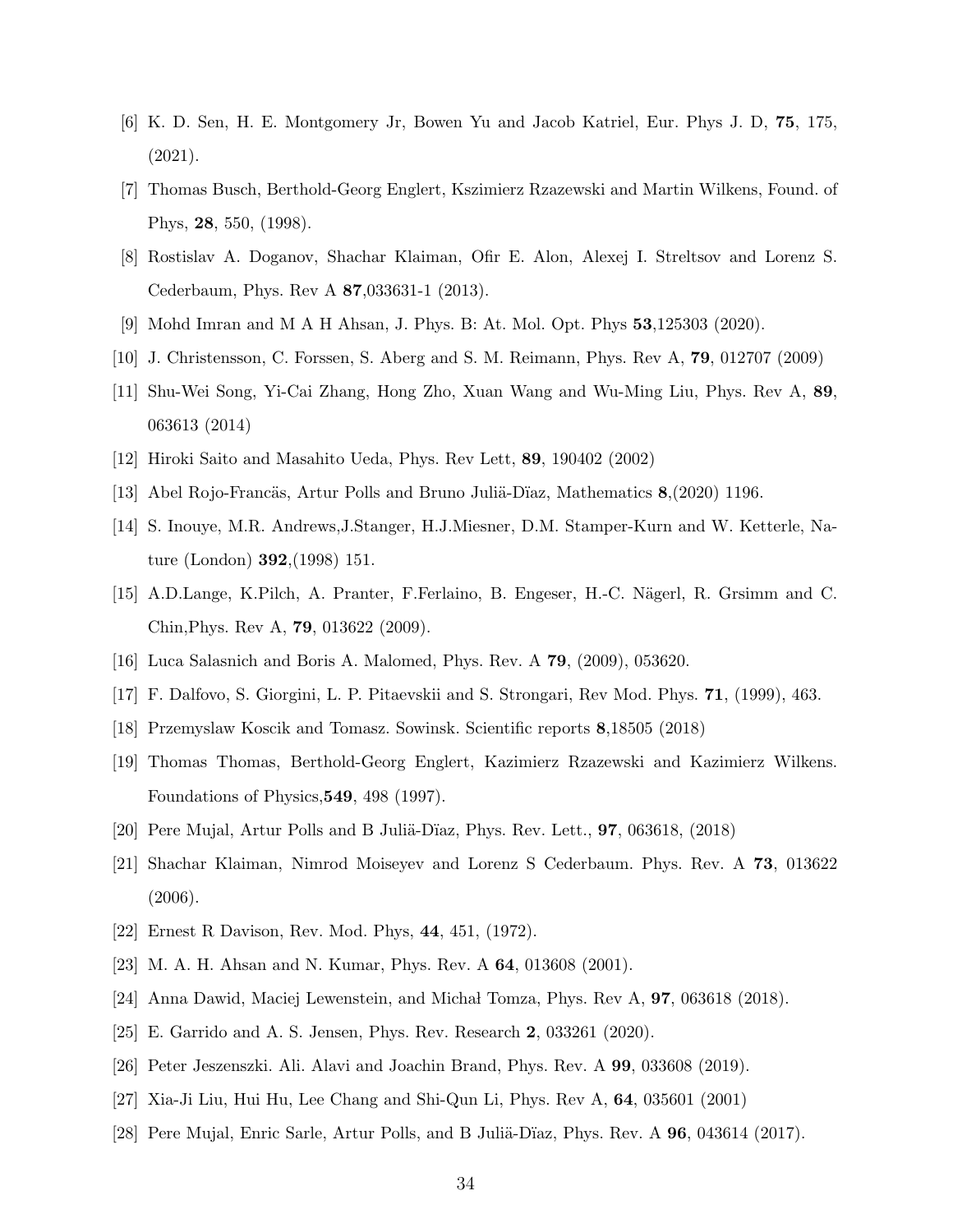[6] K. D. Sen, H. E. Montgomery Jr, Bowen Yu and Jacob Katriel, Eur. Phys J. D, **75**, 175, (2021).

[7] Thomas Busch, Berthold-Georg Englert, Kszimierz Rzazewski and Martin Wilkens, Found. of Phys, **28**, 550, (1998).

[8] Rostislav A. Doganov, Shachar Klaiman, Ofir E. Alon, Alexej I. Streltsov and Lorenz S. Cederbaum, Phys. Rev A **87**,033631-1 (2013).

[9] Mohd Imran and M A H Ahsan, J. Phys. B: At. Mol. Opt. Phys **53**,125303 (2020).

[10] J. Christensson, C. Forssen, S. Aberg and S. M. Reimann, Phys. Rev A, **79**, 012707 (2009)

[11] Shu-Wei Song, Yi-Cai Zhang, Hong Zho, Xuan Wang and Wu-Ming Liu, Phys. Rev A, **89**, 063613 (2014)

[12] Hiroki Saito and Masahito Ueda, Phys. Rev Lett, **89**, 190402 (2002)

[13] Abel Rojo-Francäs, Artur Polls and Bruno Juliä-Dïaz, Mathematics **8**,(2020) 1196.

[14] S. Inouye, M.R. Andrews,J.Stanger, H.J.Miesner, D.M. Stamper-Kurn and W. Ketterle, Nature (London) **392**,(1998) 151.

[15] A.D.Lange, K.Pilch, A. Pranter, F.Ferlaino, B. Engeser, H.-C. Nägerl, R. Grsimm and C. Chin,Phys. Rev A, **79**, 013622 (2009).

[16] Luca Salasnich and Boris A. Malomed, Phys. Rev. A **79**, (2009), 053620.

[17] F. Dalfovo, S. Giorgini, L. P. Pitaevskii and S. Strongari, Rev Mod. Phys. **71**, (1999), 463.

[18] Przemyslaw Koscik and Tomasz. Sowinsk. Scientific reports **8**,18505 (2018)

[19] Thomas Thomas, Berthold-Georg Englert, Kazimierz Rzazewski and Kazimierz Wilkens. Foundations of Physics,**549**, 498 (1997).

[20] Pere Mujal, Artur Polls and B Juliä-Dïaz, Phys. Rev. Lett., **97**, 063618, (2018)

[21] Shachar Klaiman, Nimrod Moiseyev and Lorenz S Cederbaum. Phys. Rev. A **73**, 013622 (2006).

[22] Ernest R Davison, Rev. Mod. Phys, **44**, 451, (1972).

[23] M. A. H. Ahsan and N. Kumar, Phys. Rev. A **64**, 013608 (2001).

[24] Anna Dawid, Maciej Lewenstein, and Michał Tomza, Phys. Rev A, **97**, 063618 (2018).

[25] E. Garrido and A. S. Jensen, Phys. Rev. Research **2**, 033261 (2020).

[26] Peter Jeszenszki. Ali. Alavi and Joachin Brand, Phys. Rev. A **99**, 033608 (2019).

[27] Xia-Ji Liu, Hui Hu, Lee Chang and Shi-Qun Li, Phys. Rev A, **64**, 035601 (2001)

[28] Pere Mujal, Enric Sarle, Artur Polls, and B Juliä-Dïaz, Phys. Rev. A **96**, 043614 (2017).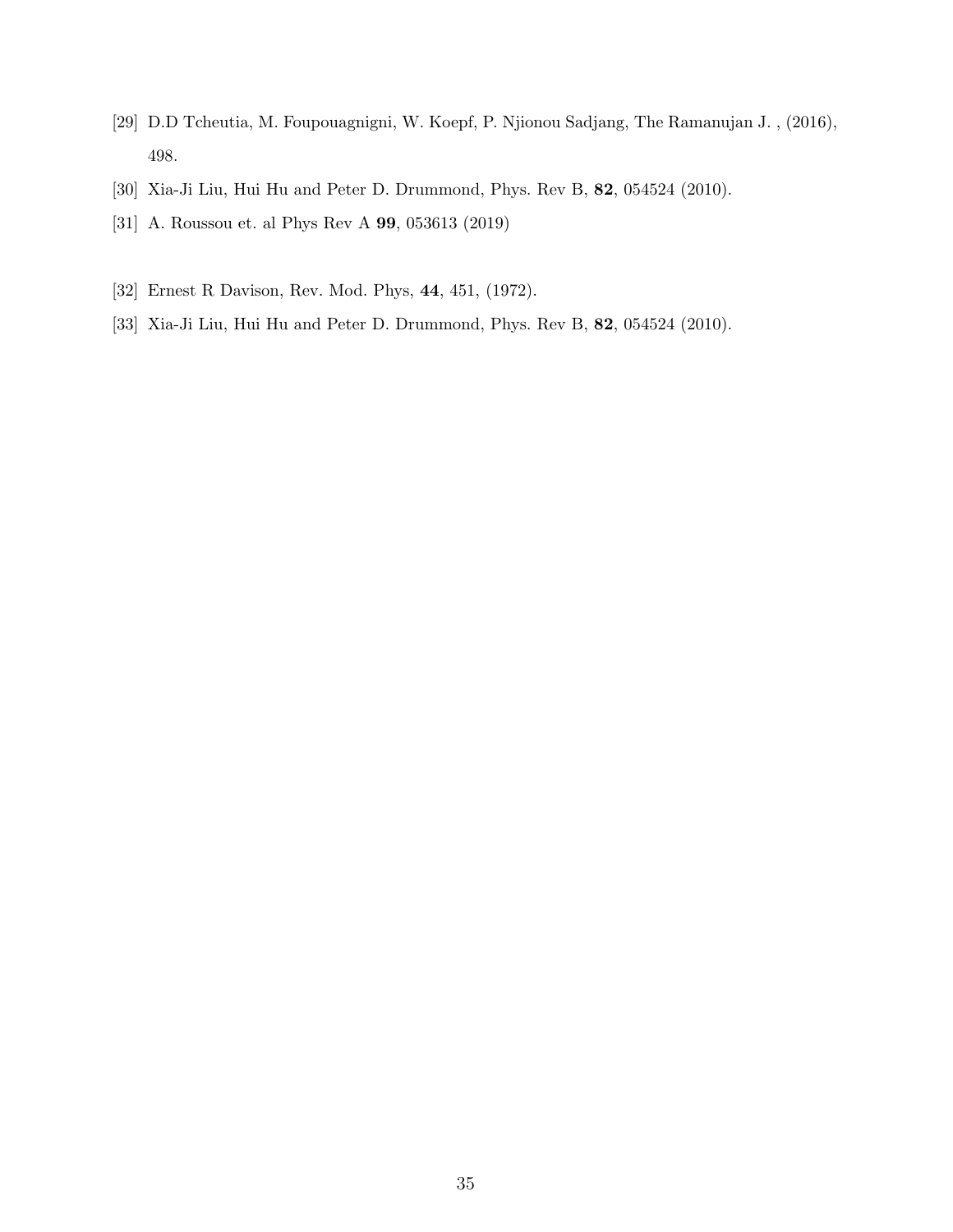[29] D.D Tcheutia, M. Foupouagnigni, W. Koepf, P. Njionou Sadjang, The Ramanujan J. , (2016), 498.

[30] Xia-Ji Liu, Hui Hu and Peter D. Drummond, Phys. Rev B, **82**, 054524 (2010).

[31] A. Roussou et. al Phys Rev A **99**, 053613 (2019)

[32] Ernest R Davison, Rev. Mod. Phys, **44**, 451, (1972).

[33] Xia-Ji Liu, Hui Hu and Peter D. Drummond, Phys. Rev B, **82**, 054524 (2010).